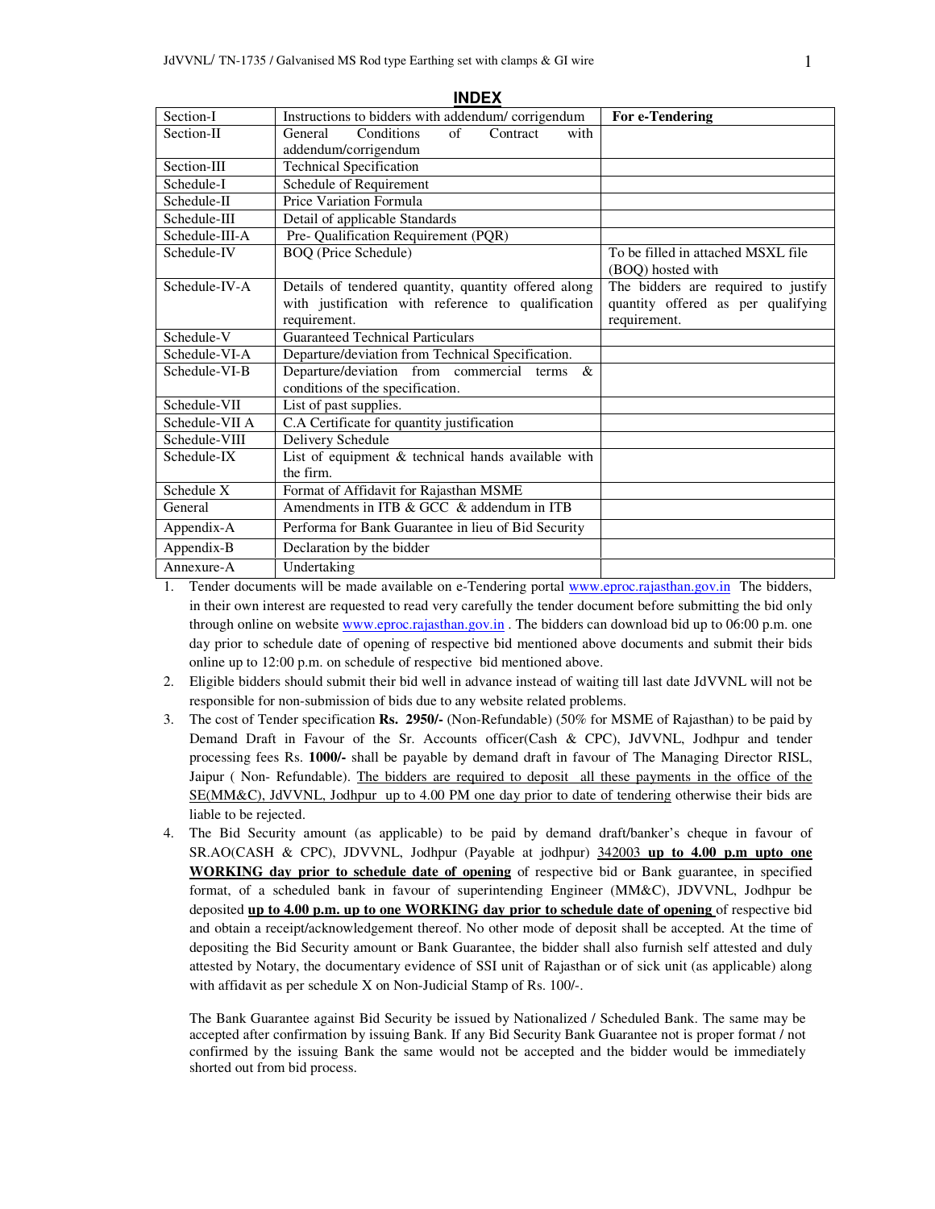## INDEX

| | | |
|---|---|---|
| Section-I | Instructions to bidders with addendum/ corrigendum | **For e-Tendering** |
| Section-II | General Conditions of Contract with addendum/corrigendum | |
| Section-III | Technical Specification | |
| Schedule-I | Schedule of Requirement | |
| Schedule-II | Price Variation Formula | |
| Schedule-III | Detail of applicable Standards | |
| Schedule-III-A | Pre- Qualification Requirement (PQR) | |
| Schedule-IV | BOQ (Price Schedule) | To be filled in attached MSXL file (BOQ) hosted with |
| Schedule-IV-A | Details of tendered quantity, quantity offered along with justification with reference to qualification requirement. | The bidders are required to justify quantity offered as per qualifying requirement. |
| Schedule-V | Guaranteed Technical Particulars | |
| Schedule-VI-A | Departure/deviation from Technical Specification. | |
| Schedule-VI-B | Departure/deviation from commercial terms & conditions of the specification. | |
| Schedule-VII | List of past supplies. | |
| Schedule-VII A | C.A Certificate for quantity justification | |
| Schedule-VIII | Delivery Schedule | |
| Schedule-IX | List of equipment & technical hands available with the firm. | |
| Schedule X | Format of Affidavit for Rajasthan MSME | |
| General | Amendments in ITB & GCC & addendum in ITB | |
| Appendix-A | Performa for Bank Guarantee in lieu of Bid Security | |
| Appendix-B | Declaration by the bidder | |
| Annexure-A | Undertaking | |

1. Tender documents will be made available on e-Tendering portal www.eproc.rajasthan.gov.in The bidders, in their own interest are requested to read very carefully the tender document before submitting the bid only through online on website www.eproc.rajasthan.gov.in . The bidders can download bid up to 06:00 p.m. one day prior to schedule date of opening of respective bid mentioned above documents and submit their bids online up to 12:00 p.m. on schedule of respective bid mentioned above.
2. Eligible bidders should submit their bid well in advance instead of waiting till last date JdVVNL will not be responsible for non-submission of bids due to any website related problems.
3. The cost of Tender specification **Rs. 2950/-** (Non-Refundable) (50% for MSME of Rajasthan) to be paid by Demand Draft in Favour of the Sr. Accounts officer(Cash & CPC), JdVVNL, Jodhpur and tender processing fees Rs. **1000/-** shall be payable by demand draft in favour of The Managing Director RISL, Jaipur ( Non- Refundable). The bidders are required to deposit all these payments in the office of the SE(MM&C), JdVVNL, Jodhpur up to 4.00 PM one day prior to date of tendering otherwise their bids are liable to be rejected.
4. The Bid Security amount (as applicable) to be paid by demand draft/banker's cheque in favour of SR.AO(CASH & CPC), JDVVNL, Jodhpur (Payable at jodhpur) 342003 **up to 4.00 p.m upto one WORKING day prior to schedule date of opening** of respective bid or Bank guarantee, in specified format, of a scheduled bank in favour of superintending Engineer (MM&C), JDVVNL, Jodhpur be deposited **up to 4.00 p.m. up to one WORKING day prior to schedule date of opening** of respective bid and obtain a receipt/acknowledgement thereof. No other mode of deposit shall be accepted. At the time of depositing the Bid Security amount or Bank Guarantee, the bidder shall also furnish self attested and duly attested by Notary, the documentary evidence of SSI unit of Rajasthan or of sick unit (as applicable) along with affidavit as per schedule X on Non-Judicial Stamp of Rs. 100/-.

   The Bank Guarantee against Bid Security be issued by Nationalized / Scheduled Bank. The same may be accepted after confirmation by issuing Bank. If any Bid Security Bank Guarantee not is proper format / not confirmed by the issuing Bank the same would not be accepted and the bidder would be immediately shorted out from bid process.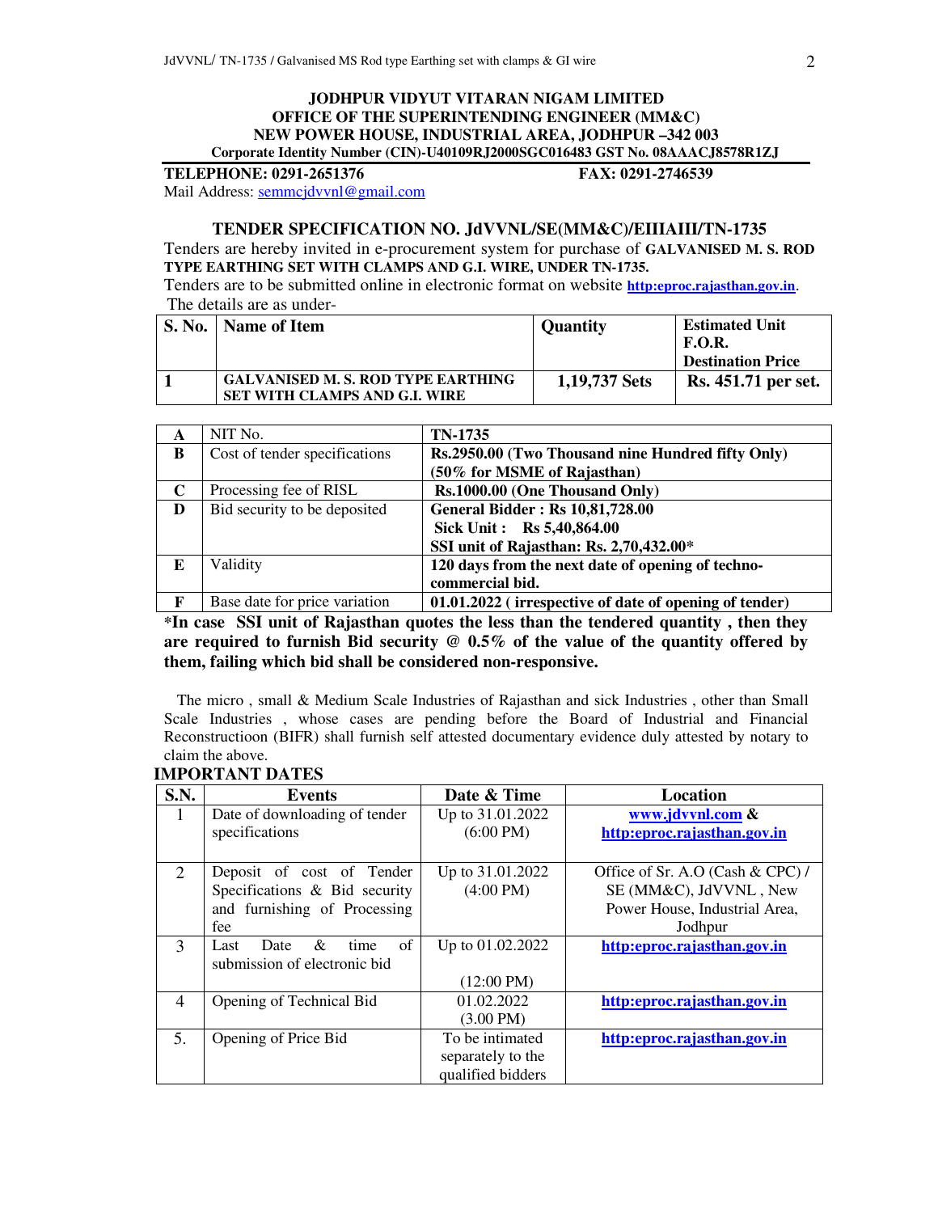**JODHPUR VIDYUT VITARAN NIGAM LIMITED**
**OFFICE OF THE SUPERINTENDING ENGINEER (MM&C)**
**NEW POWER HOUSE, INDUSTRIAL AREA, JODHPUR –342 003**
**Corporate Identity Number (CIN)-U40109RJ2000SGC016483 GST No. 08AAACJ8578R1ZJ**

**TELEPHONE: 0291-2651376** **FAX: 0291-2746539**

Mail Address: semmcjdvvnl@gmail.com

## TENDER SPECIFICATION NO. JdVVNL/SE(MM&C)/EIIIAIII/TN-1735

Tenders are hereby invited in e-procurement system for purchase of **GALVANISED M. S. ROD TYPE EARTHING SET WITH CLAMPS AND G.I. WIRE, UNDER TN-1735.**

Tenders are to be submitted online in electronic format on website **http:eproc.rajasthan.gov.in**.

The details are as under-

| S. No. | Name of Item | Quantity | Estimated Unit F.O.R. Destination Price |
|---|---|---|---|
| 1 | GALVANISED M. S. ROD TYPE EARTHING SET WITH CLAMPS AND G.I. WIRE | 1,19,737 Sets | Rs. 451.71 per set. |

| | | |
|---|---|---|
| A | NIT No. | TN-1735 |
| B | Cost of tender specifications | Rs.2950.00 (Two Thousand nine Hundred fifty Only) (50% for MSME of Rajasthan) |
| C | Processing fee of RISL | Rs.1000.00 (One Thousand Only) |
| D | Bid security to be deposited | General Bidder : Rs 10,81,728.00<br>Sick Unit : Rs 5,40,864.00<br>SSI unit of Rajasthan: Rs. 2,70,432.00* |
| E | Validity | 120 days from the next date of opening of techno-commercial bid. |
| F | Base date for price variation | 01.01.2022 ( irrespective of date of opening of tender) |

***In case SSI unit of Rajasthan quotes the less than the tendered quantity , then they are required to furnish Bid security @ 0.5% of the value of the quantity offered by them, failing which bid shall be considered non-responsive.**

The micro , small & Medium Scale Industries of Rajasthan and sick Industries , other than Small Scale Industries , whose cases are pending before the Board of Industrial and Financial Reconstructioon (BIFR) shall furnish self attested documentary evidence duly attested by notary to claim the above.

### IMPORTANT DATES

| S.N. | Events | Date & Time | Location |
|---|---|---|---|
| 1 | Date of downloading of tender specifications | Up to 31.01.2022 (6:00 PM) | www.jdvvnl.com & http:eproc.rajasthan.gov.in |
| 2 | Deposit of cost of Tender Specifications & Bid security and furnishing of Processing fee | Up to 31.01.2022 (4:00 PM) | Office of Sr. A.O (Cash & CPC) / SE (MM&C), JdVVNL , New Power House, Industrial Area, Jodhpur |
| 3 | Last Date & time of submission of electronic bid | Up to 01.02.2022 (12:00 PM) | http:eproc.rajasthan.gov.in |
| 4 | Opening of Technical Bid | 01.02.2022 (3.00 PM) | http:eproc.rajasthan.gov.in |
| 5. | Opening of Price Bid | To be intimated separately to the qualified bidders | http:eproc.rajasthan.gov.in |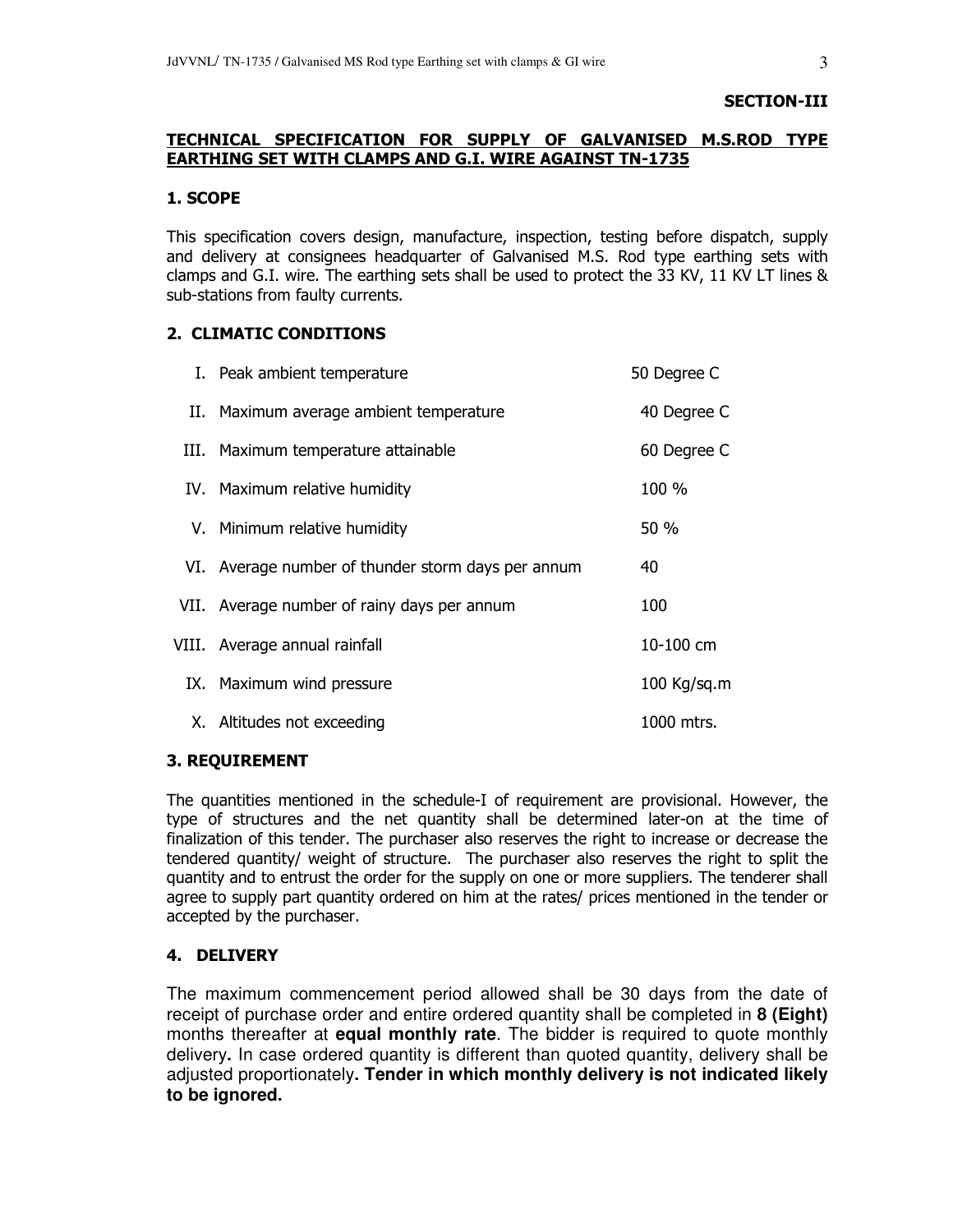**SECTION-III**

## TECHNICAL SPECIFICATION FOR SUPPLY OF GALVANISED M.S.ROD TYPE EARTHING SET WITH CLAMPS AND G.I. WIRE AGAINST TN-1735

### 1. SCOPE

This specification covers design, manufacture, inspection, testing before dispatch, supply and delivery at consignees headquarter of Galvanised M.S. Rod type earthing sets with clamps and G.I. wire. The earthing sets shall be used to protect the 33 KV, 11 KV LT lines & sub-stations from faulty currents.

### 2. CLIMATIC CONDITIONS

| | | |
|---|---|---|
| I. | Peak ambient temperature | 50 Degree C |
| II. | Maximum average ambient temperature | 40 Degree C |
| III. | Maximum temperature attainable | 60 Degree C |
| IV. | Maximum relative humidity | 100 % |
| V. | Minimum relative humidity | 50 % |
| VI. | Average number of thunder storm days per annum | 40 |
| VII. | Average number of rainy days per annum | 100 |
| VIII. | Average annual rainfall | 10-100 cm |
| IX. | Maximum wind pressure | 100 Kg/sq.m |
| X. | Altitudes not exceeding | 1000 mtrs. |

### 3. REQUIREMENT

The quantities mentioned in the schedule-I of requirement are provisional. However, the type of structures and the net quantity shall be determined later-on at the time of finalization of this tender. The purchaser also reserves the right to increase or decrease the tendered quantity/ weight of structure. The purchaser also reserves the right to split the quantity and to entrust the order for the supply on one or more suppliers. The tenderer shall agree to supply part quantity ordered on him at the rates/ prices mentioned in the tender or accepted by the purchaser.

### 4. DELIVERY

The maximum commencement period allowed shall be 30 days from the date of receipt of purchase order and entire ordered quantity shall be completed in **8 (Eight)** months thereafter at **equal monthly rate**. The bidder is required to quote monthly delivery**.** In case ordered quantity is different than quoted quantity, delivery shall be adjusted proportionately**. Tender in which monthly delivery is not indicated likely to be ignored.**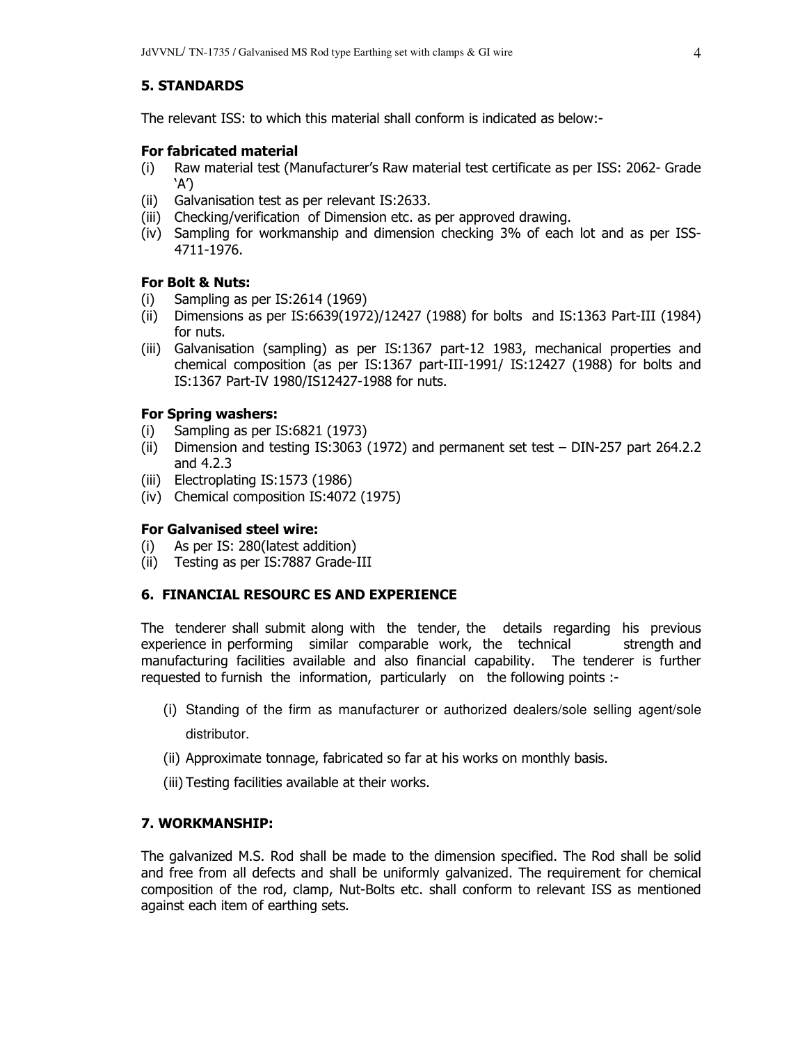## 5. STANDARDS

The relevant ISS: to which this material shall conform is indicated as below:-

### For fabricated material

- (i) Raw material test (Manufacturer's Raw material test certificate as per ISS: 2062- Grade 'A')
- (ii) Galvanisation test as per relevant IS:2633.
- (iii) Checking/verification of Dimension etc. as per approved drawing.
- (iv) Sampling for workmanship and dimension checking 3% of each lot and as per ISS-4711-1976.

### For Bolt & Nuts:

- (i) Sampling as per IS:2614 (1969)
- (ii) Dimensions as per IS:6639(1972)/12427 (1988) for bolts and IS:1363 Part-III (1984) for nuts.
- (iii) Galvanisation (sampling) as per IS:1367 part-12 1983, mechanical properties and chemical composition (as per IS:1367 part-III-1991/ IS:12427 (1988) for bolts and IS:1367 Part-IV 1980/IS12427-1988 for nuts.

### For Spring washers:

- (i) Sampling as per IS:6821 (1973)
- (ii) Dimension and testing IS:3063 (1972) and permanent set test – DIN-257 part 264.2.2 and 4.2.3
- (iii) Electroplating IS:1573 (1986)
- (iv) Chemical composition IS:4072 (1975)

### For Galvanised steel wire:

- (i) As per IS: 280(latest addition)
- (ii) Testing as per IS:7887 Grade-III

## 6. FINANCIAL RESOURC ES AND EXPERIENCE

The tenderer shall submit along with the tender, the details regarding his previous experience in performing similar comparable work, the technical strength and manufacturing facilities available and also financial capability. The tenderer is further requested to furnish the information, particularly on the following points :-

- (i) Standing of the firm as manufacturer or authorized dealers/sole selling agent/sole distributor.
- (ii) Approximate tonnage, fabricated so far at his works on monthly basis.
- (iii) Testing facilities available at their works.

## 7. WORKMANSHIP:

The galvanized M.S. Rod shall be made to the dimension specified. The Rod shall be solid and free from all defects and shall be uniformly galvanized. The requirement for chemical composition of the rod, clamp, Nut-Bolts etc. shall conform to relevant ISS as mentioned against each item of earthing sets.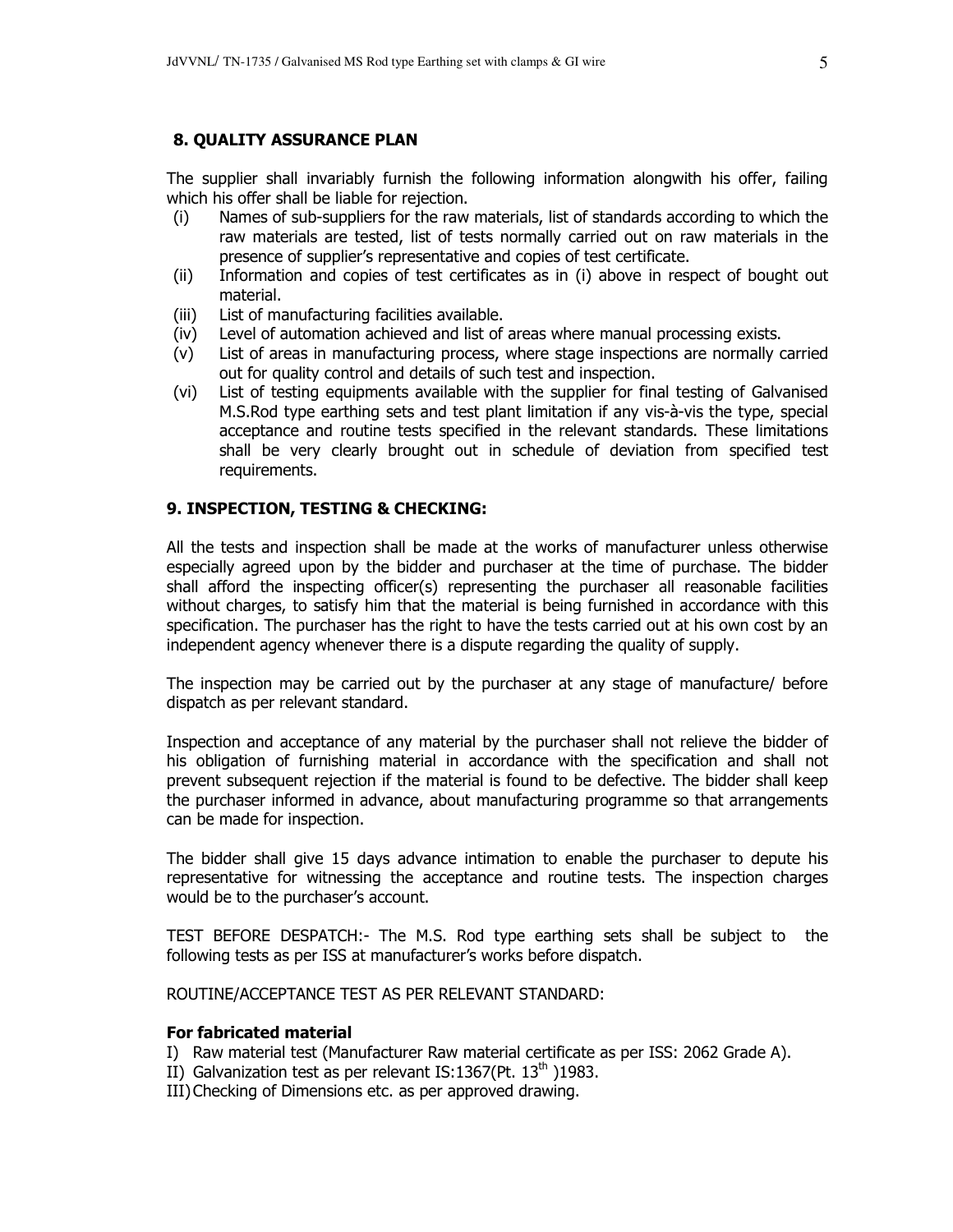## 8. QUALITY ASSURANCE PLAN

The supplier shall invariably furnish the following information alongwith his offer, failing which his offer shall be liable for rejection.

(i) Names of sub-suppliers for the raw materials, list of standards according to which the raw materials are tested, list of tests normally carried out on raw materials in the presence of supplier's representative and copies of test certificate.

(ii) Information and copies of test certificates as in (i) above in respect of bought out material.

(iii) List of manufacturing facilities available.

(iv) Level of automation achieved and list of areas where manual processing exists.

(v) List of areas in manufacturing process, where stage inspections are normally carried out for quality control and details of such test and inspection.

(vi) List of testing equipments available with the supplier for final testing of Galvanised M.S.Rod type earthing sets and test plant limitation if any vis-à-vis the type, special acceptance and routine tests specified in the relevant standards. These limitations shall be very clearly brought out in schedule of deviation from specified test requirements.

## 9. INSPECTION, TESTING & CHECKING:

All the tests and inspection shall be made at the works of manufacturer unless otherwise especially agreed upon by the bidder and purchaser at the time of purchase. The bidder shall afford the inspecting officer(s) representing the purchaser all reasonable facilities without charges, to satisfy him that the material is being furnished in accordance with this specification. The purchaser has the right to have the tests carried out at his own cost by an independent agency whenever there is a dispute regarding the quality of supply.

The inspection may be carried out by the purchaser at any stage of manufacture/ before dispatch as per relevant standard.

Inspection and acceptance of any material by the purchaser shall not relieve the bidder of his obligation of furnishing material in accordance with the specification and shall not prevent subsequent rejection if the material is found to be defective. The bidder shall keep the purchaser informed in advance, about manufacturing programme so that arrangements can be made for inspection.

The bidder shall give 15 days advance intimation to enable the purchaser to depute his representative for witnessing the acceptance and routine tests. The inspection charges would be to the purchaser's account.

TEST BEFORE DESPATCH:- The M.S. Rod type earthing sets shall be subject to the following tests as per ISS at manufacturer's works before dispatch.

ROUTINE/ACCEPTANCE TEST AS PER RELEVANT STANDARD:

**For fabricated material**

I) Raw material test (Manufacturer Raw material certificate as per ISS: 2062 Grade A).

II) Galvanization test as per relevant IS:1367(Pt. 13th )1983.

III) Checking of Dimensions etc. as per approved drawing.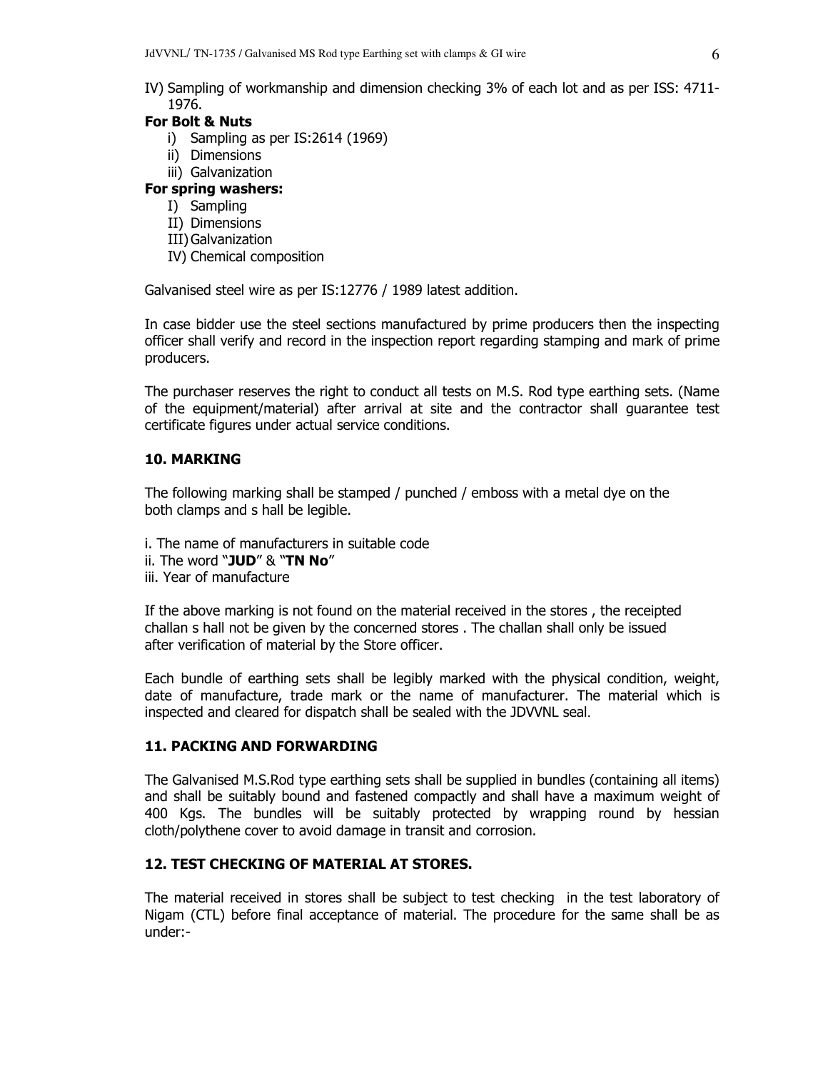IV) Sampling of workmanship and dimension checking 3% of each lot and as per ISS: 4711-1976.

**For Bolt & Nuts**

i) Sampling as per IS:2614 (1969)
ii) Dimensions
iii) Galvanization

**For spring washers:**

I) Sampling
II) Dimensions
III) Galvanization
IV) Chemical composition

Galvanised steel wire as per IS:12776 / 1989 latest addition.

In case bidder use the steel sections manufactured by prime producers then the inspecting officer shall verify and record in the inspection report regarding stamping and mark of prime producers.

The purchaser reserves the right to conduct all tests on M.S. Rod type earthing sets. (Name of the equipment/material) after arrival at site and the contractor shall guarantee test certificate figures under actual service conditions.

## 10. MARKING

The following marking shall be stamped / punched / emboss with a metal dye on the both clamps and s hall be legible.

i. The name of manufacturers in suitable code
ii. The word "**JUD**" & "**TN No**"
iii. Year of manufacture

If the above marking is not found on the material received in the stores , the receipted challan s hall not be given by the concerned stores . The challan shall only be issued after verification of material by the Store officer.

Each bundle of earthing sets shall be legibly marked with the physical condition, weight, date of manufacture, trade mark or the name of manufacturer. The material which is inspected and cleared for dispatch shall be sealed with the JDVVNL seal.

## 11. PACKING AND FORWARDING

The Galvanised M.S.Rod type earthing sets shall be supplied in bundles (containing all items) and shall be suitably bound and fastened compactly and shall have a maximum weight of 400 Kgs. The bundles will be suitably protected by wrapping round by hessian cloth/polythene cover to avoid damage in transit and corrosion.

## 12. TEST CHECKING OF MATERIAL AT STORES.

The material received in stores shall be subject to test checking in the test laboratory of Nigam (CTL) before final acceptance of material. The procedure for the same shall be as under:-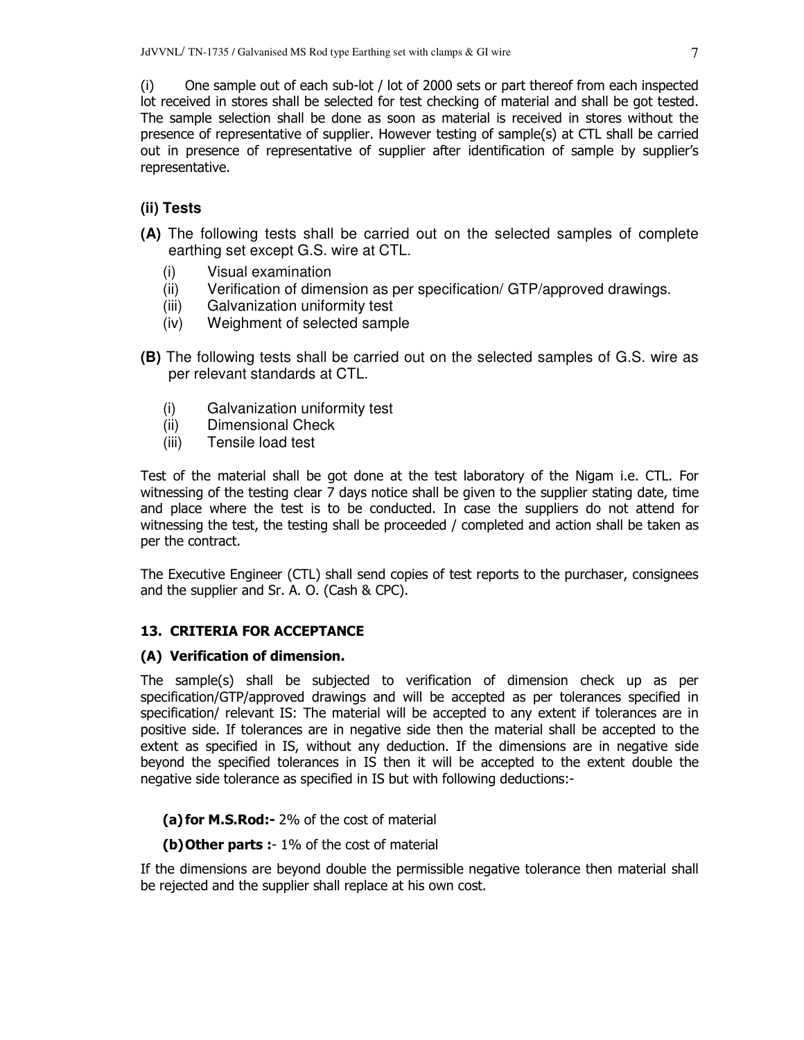(i) One sample out of each sub-lot / lot of 2000 sets or part thereof from each inspected lot received in stores shall be selected for test checking of material and shall be got tested. The sample selection shall be done as soon as material is received in stores without the presence of representative of supplier. However testing of sample(s) at CTL shall be carried out in presence of representative of supplier after identification of sample by supplier's representative.

### (ii) Tests

**(A)** The following tests shall be carried out on the selected samples of complete earthing set except G.S. wire at CTL.

(i) Visual examination
(ii) Verification of dimension as per specification/ GTP/approved drawings.
(iii) Galvanization uniformity test
(iv) Weighment of selected sample

**(B)** The following tests shall be carried out on the selected samples of G.S. wire as per relevant standards at CTL.

(i) Galvanization uniformity test
(ii) Dimensional Check
(iii) Tensile load test

Test of the material shall be got done at the test laboratory of the Nigam i.e. CTL. For witnessing of the testing clear 7 days notice shall be given to the supplier stating date, time and place where the test is to be conducted. In case the suppliers do not attend for witnessing the test, the testing shall be proceeded / completed and action shall be taken as per the contract.

The Executive Engineer (CTL) shall send copies of test reports to the purchaser, consignees and the supplier and Sr. A. O. (Cash & CPC).

## 13. CRITERIA FOR ACCEPTANCE

### (A) Verification of dimension.

The sample(s) shall be subjected to verification of dimension check up as per specification/GTP/approved drawings and will be accepted as per tolerances specified in specification/ relevant IS: The material will be accepted to any extent if tolerances are in positive side. If tolerances are in negative side then the material shall be accepted to the extent as specified in IS, without any deduction. If the dimensions are in negative side beyond the specified tolerances in IS then it will be accepted to the extent double the negative side tolerance as specified in IS but with following deductions:-

**(a) for M.S.Rod:-** 2% of the cost of material

**(b) Other parts :**- 1% of the cost of material

If the dimensions are beyond double the permissible negative tolerance then material shall be rejected and the supplier shall replace at his own cost.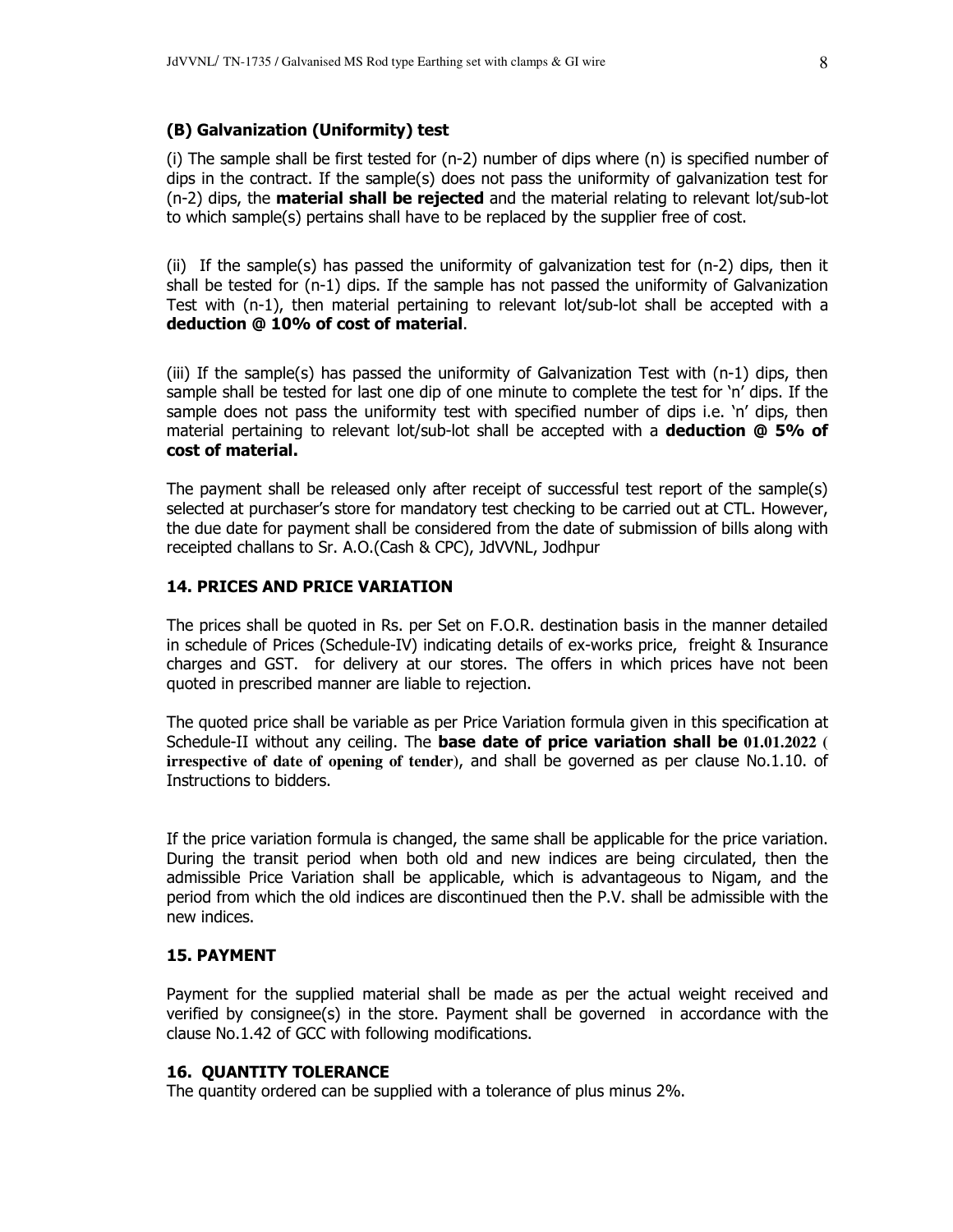### (B) Galvanization (Uniformity) test

(i) The sample shall be first tested for (n-2) number of dips where (n) is specified number of dips in the contract. If the sample(s) does not pass the uniformity of galvanization test for (n-2) dips, the **material shall be rejected** and the material relating to relevant lot/sub-lot to which sample(s) pertains shall have to be replaced by the supplier free of cost.

(ii) If the sample(s) has passed the uniformity of galvanization test for (n-2) dips, then it shall be tested for (n-1) dips. If the sample has not passed the uniformity of Galvanization Test with (n-1), then material pertaining to relevant lot/sub-lot shall be accepted with a **deduction @ 10% of cost of material**.

(iii) If the sample(s) has passed the uniformity of Galvanization Test with (n-1) dips, then sample shall be tested for last one dip of one minute to complete the test for 'n' dips. If the sample does not pass the uniformity test with specified number of dips i.e. 'n' dips, then material pertaining to relevant lot/sub-lot shall be accepted with a **deduction @ 5% of cost of material.**

The payment shall be released only after receipt of successful test report of the sample(s) selected at purchaser's store for mandatory test checking to be carried out at CTL. However, the due date for payment shall be considered from the date of submission of bills along with receipted challans to Sr. A.O.(Cash & CPC), JdVVNL, Jodhpur

### 14. PRICES AND PRICE VARIATION

The prices shall be quoted in Rs. per Set on F.O.R. destination basis in the manner detailed in schedule of Prices (Schedule-IV) indicating details of ex-works price, freight & Insurance charges and GST. for delivery at our stores. The offers in which prices have not been quoted in prescribed manner are liable to rejection.

The quoted price shall be variable as per Price Variation formula given in this specification at Schedule-II without any ceiling. The **base date of price variation shall be 01.01.2022 ( irrespective of date of opening of tender)**, and shall be governed as per clause No.1.10. of Instructions to bidders.

If the price variation formula is changed, the same shall be applicable for the price variation. During the transit period when both old and new indices are being circulated, then the admissible Price Variation shall be applicable, which is advantageous to Nigam, and the period from which the old indices are discontinued then the P.V. shall be admissible with the new indices.

### 15. PAYMENT

Payment for the supplied material shall be made as per the actual weight received and verified by consignee(s) in the store. Payment shall be governed in accordance with the clause No.1.42 of GCC with following modifications.

### 16. QUANTITY TOLERANCE

The quantity ordered can be supplied with a tolerance of plus minus 2%.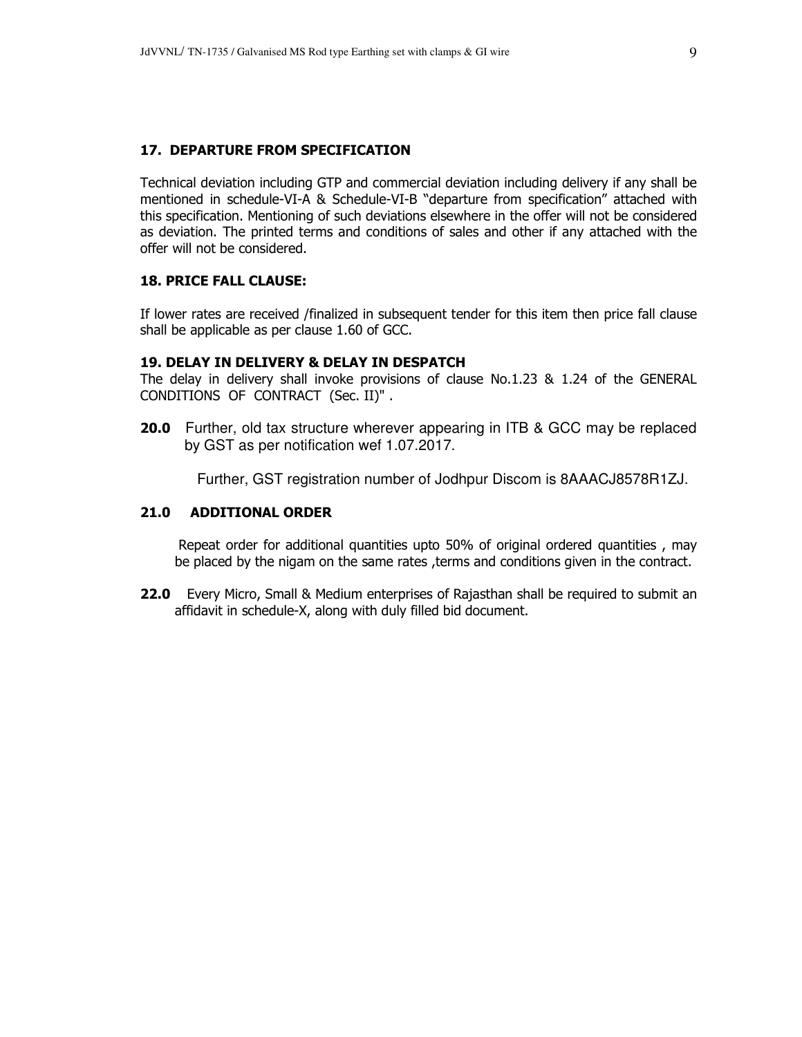## 17. DEPARTURE FROM SPECIFICATION

Technical deviation including GTP and commercial deviation including delivery if any shall be mentioned in schedule-VI-A & Schedule-VI-B "departure from specification" attached with this specification. Mentioning of such deviations elsewhere in the offer will not be considered as deviation. The printed terms and conditions of sales and other if any attached with the offer will not be considered.

## 18. PRICE FALL CLAUSE:

If lower rates are received /finalized in subsequent tender for this item then price fall clause shall be applicable as per clause 1.60 of GCC.

## 19. DELAY IN DELIVERY & DELAY IN DESPATCH

The delay in delivery shall invoke provisions of clause No.1.23 & 1.24 of the GENERAL CONDITIONS OF CONTRACT (Sec. II)" .

**20.0** Further, old tax structure wherever appearing in ITB & GCC may be replaced by GST as per notification wef 1.07.2017.

Further, GST registration number of Jodhpur Discom is 8AAACJ8578R1ZJ.

## 21.0 ADDITIONAL ORDER

Repeat order for additional quantities upto 50% of original ordered quantities , may be placed by the nigam on the same rates ,terms and conditions given in the contract.

**22.0** Every Micro, Small & Medium enterprises of Rajasthan shall be required to submit an affidavit in schedule-X, along with duly filled bid document.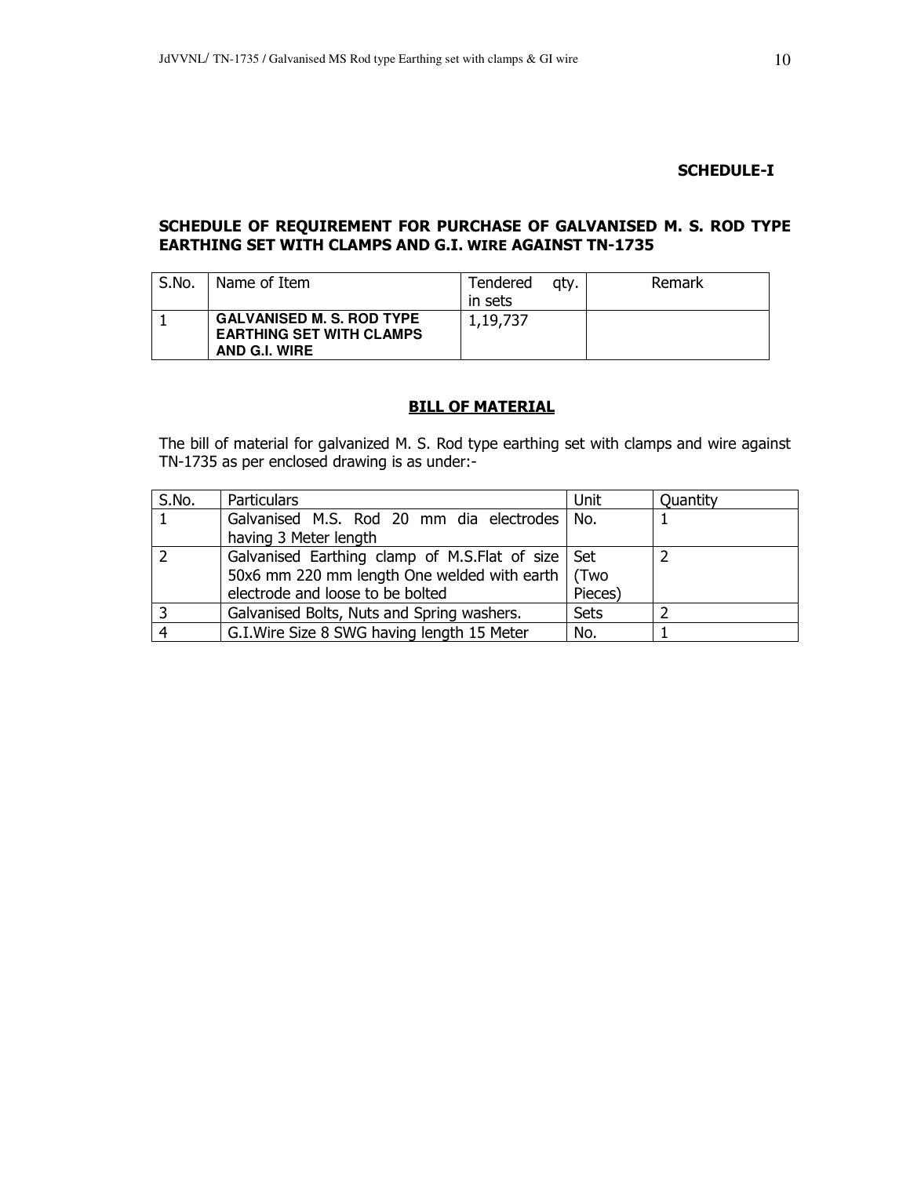**SCHEDULE-I**

## SCHEDULE OF REQUIREMENT FOR PURCHASE OF GALVANISED M. S. ROD TYPE EARTHING SET WITH CLAMPS AND G.I. WIRE AGAINST TN-1735

| S.No. | Name of Item | Tendered qty. in sets | Remark |
|---|---|---|---|
| 1 | **GALVANISED M. S. ROD TYPE EARTHING SET WITH CLAMPS AND G.I. WIRE** | 1,19,737 | |

### BILL OF MATERIAL

The bill of material for galvanized M. S. Rod type earthing set with clamps and wire against TN-1735 as per enclosed drawing is as under:-

| S.No. | Particulars | Unit | Quantity |
|---|---|---|---|
| 1 | Galvanised M.S. Rod 20 mm dia electrodes having 3 Meter length | No. | 1 |
| 2 | Galvanised Earthing clamp of M.S.Flat of size 50x6 mm 220 mm length One welded with earth electrode and loose to be bolted | Set (Two Pieces) | 2 |
| 3 | Galvanised Bolts, Nuts and Spring washers. | Sets | 2 |
| 4 | G.I.Wire Size 8 SWG having length 15 Meter | No. | 1 |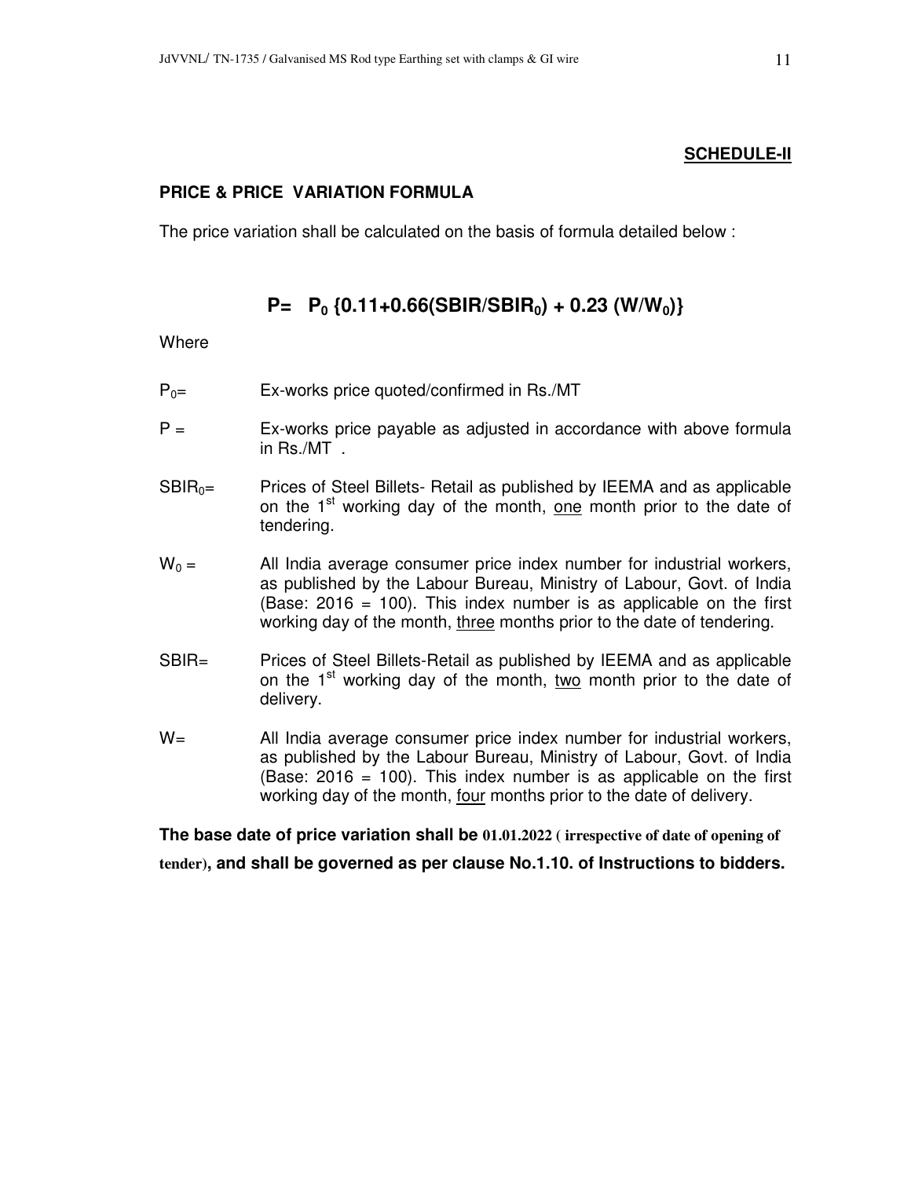**SCHEDULE-II**

**PRICE & PRICE VARIATION FORMULA**

The price variation shall be calculated on the basis of formula detailed below :

$$P = P_0 \{0.11 + 0.66(SBIR/SBIR_0) + 0.23 (W/W_0)\}$$

Where

$P_0$= Ex-works price quoted/confirmed in Rs./MT

$P$ = Ex-works price payable as adjusted in accordance with above formula in Rs./MT .

$SBIR_0$= Prices of Steel Billets- Retail as published by IEEMA and as applicable on the 1st working day of the month, one month prior to the date of tendering.

$W_0$ = All India average consumer price index number for industrial workers, as published by the Labour Bureau, Ministry of Labour, Govt. of India (Base: 2016 = 100). This index number is as applicable on the first working day of the month, three months prior to the date of tendering.

SBIR= Prices of Steel Billets-Retail as published by IEEMA and as applicable on the 1st working day of the month, two month prior to the date of delivery.

W= All India average consumer price index number for industrial workers, as published by the Labour Bureau, Ministry of Labour, Govt. of India (Base: 2016 = 100). This index number is as applicable on the first working day of the month, four months prior to the date of delivery.

**The base date of price variation shall be 01.01.2022 ( irrespective of date of opening of tender), and shall be governed as per clause No.1.10. of Instructions to bidders.**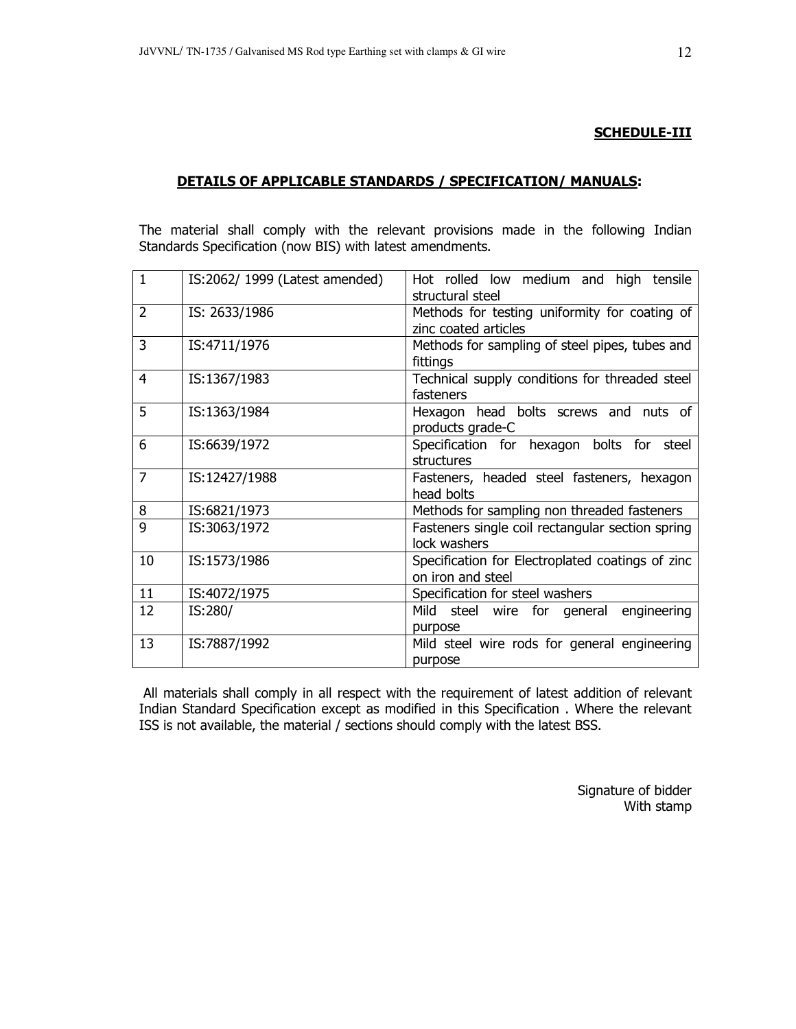**SCHEDULE-III**

## DETAILS OF APPLICABLE STANDARDS / SPECIFICATION/ MANUALS:

The material shall comply with the relevant provisions made in the following Indian Standards Specification (now BIS) with latest amendments.

| | | |
|---|---|---|
| 1 | IS:2062/ 1999 (Latest amended) | Hot rolled low medium and high tensile structural steel |
| 2 | IS: 2633/1986 | Methods for testing uniformity for coating of zinc coated articles |
| 3 | IS:4711/1976 | Methods for sampling of steel pipes, tubes and fittings |
| 4 | IS:1367/1983 | Technical supply conditions for threaded steel fasteners |
| 5 | IS:1363/1984 | Hexagon head bolts screws and nuts of products grade-C |
| 6 | IS:6639/1972 | Specification for hexagon bolts for steel structures |
| 7 | IS:12427/1988 | Fasteners, headed steel fasteners, hexagon head bolts |
| 8 | IS:6821/1973 | Methods for sampling non threaded fasteners |
| 9 | IS:3063/1972 | Fasteners single coil rectangular section spring lock washers |
| 10 | IS:1573/1986 | Specification for Electroplated coatings of zinc on iron and steel |
| 11 | IS:4072/1975 | Specification for steel washers |
| 12 | IS:280/ | Mild steel wire for general engineering purpose |
| 13 | IS:7887/1992 | Mild steel wire rods for general engineering purpose |

All materials shall comply in all respect with the requirement of latest addition of relevant Indian Standard Specification except as modified in this Specification . Where the relevant ISS is not available, the material / sections should comply with the latest BSS.

Signature of bidder
With stamp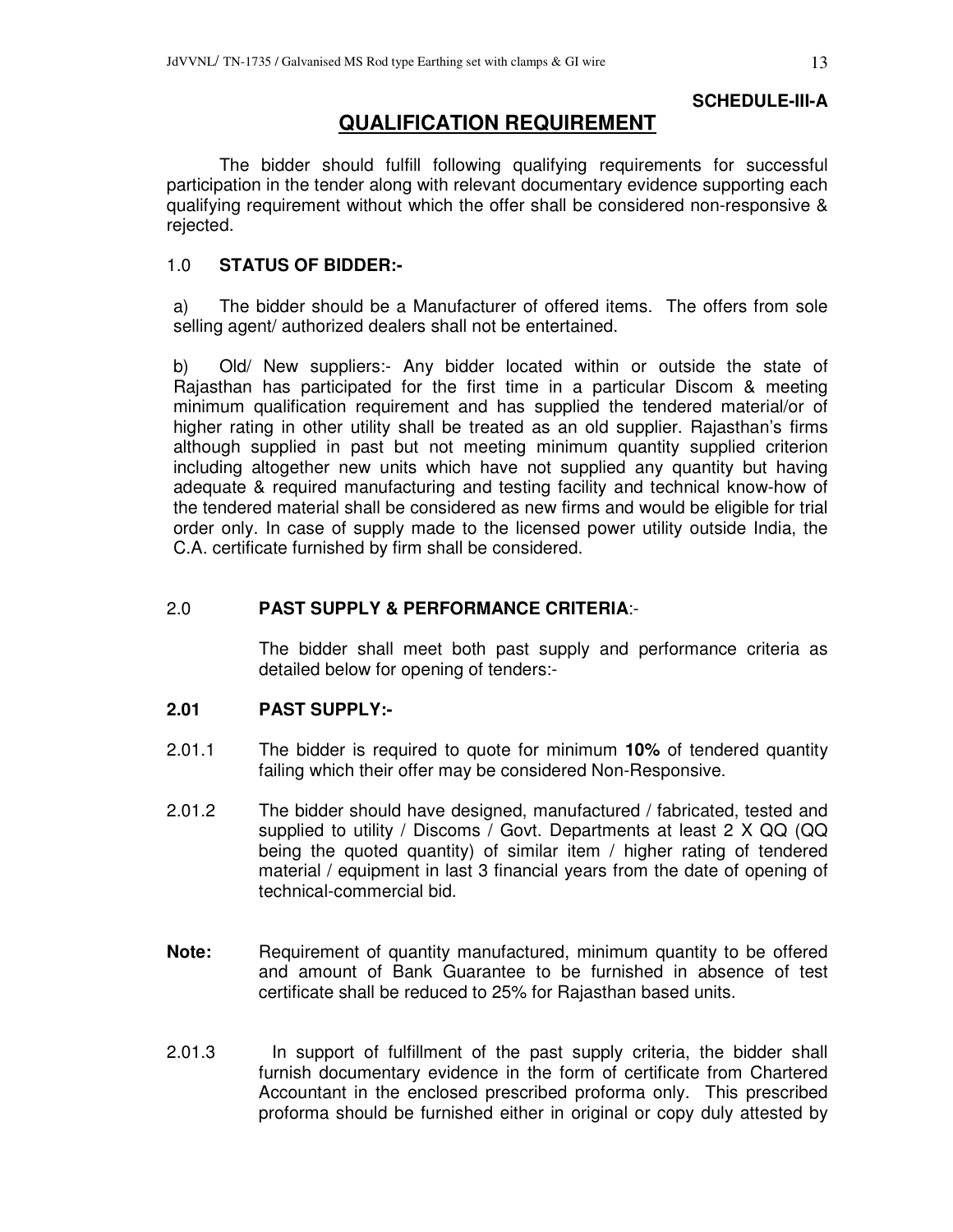**SCHEDULE-III-A**

## QUALIFICATION REQUIREMENT

The bidder should fulfill following qualifying requirements for successful participation in the tender along with relevant documentary evidence supporting each qualifying requirement without which the offer shall be considered non-responsive & rejected.

### 1.0 STATUS OF BIDDER:-

a) The bidder should be a Manufacturer of offered items. The offers from sole selling agent/ authorized dealers shall not be entertained.

b) Old/ New suppliers:- Any bidder located within or outside the state of Rajasthan has participated for the first time in a particular Discom & meeting minimum qualification requirement and has supplied the tendered material/or of higher rating in other utility shall be treated as an old supplier. Rajasthan's firms although supplied in past but not meeting minimum quantity supplied criterion including altogether new units which have not supplied any quantity but having adequate & required manufacturing and testing facility and technical know-how of the tendered material shall be considered as new firms and would be eligible for trial order only. In case of supply made to the licensed power utility outside India, the C.A. certificate furnished by firm shall be considered.

### 2.0 PAST SUPPLY & PERFORMANCE CRITERIA:-

The bidder shall meet both past supply and performance criteria as detailed below for opening of tenders:-

### 2.01 PAST SUPPLY:-

2.01.1 The bidder is required to quote for minimum **10%** of tendered quantity failing which their offer may be considered Non-Responsive.

2.01.2 The bidder should have designed, manufactured / fabricated, tested and supplied to utility / Discoms / Govt. Departments at least 2 X QQ (QQ being the quoted quantity) of similar item / higher rating of tendered material / equipment in last 3 financial years from the date of opening of technical-commercial bid.

**Note:** Requirement of quantity manufactured, minimum quantity to be offered and amount of Bank Guarantee to be furnished in absence of test certificate shall be reduced to 25% for Rajasthan based units.

2.01.3 In support of fulfillment of the past supply criteria, the bidder shall furnish documentary evidence in the form of certificate from Chartered Accountant in the enclosed prescribed proforma only. This prescribed proforma should be furnished either in original or copy duly attested by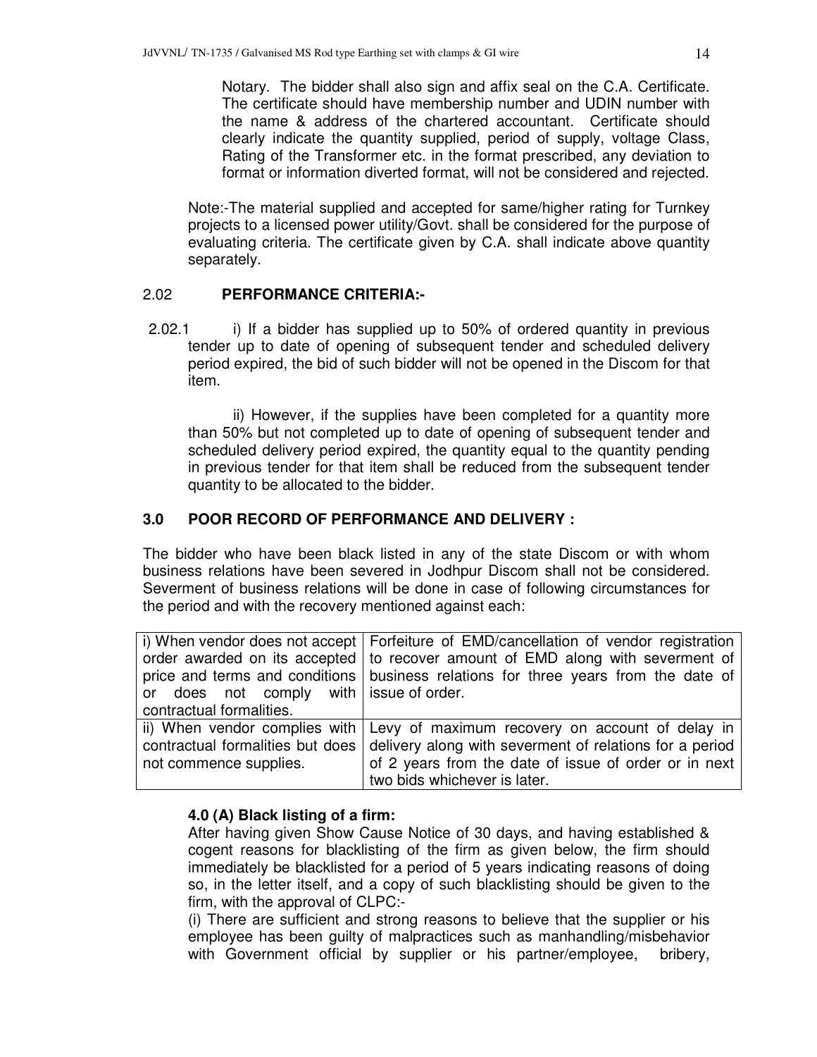Notary. The bidder shall also sign and affix seal on the C.A. Certificate. The certificate should have membership number and UDIN number with the name & address of the chartered accountant. Certificate should clearly indicate the quantity supplied, period of supply, voltage Class, Rating of the Transformer etc. in the format prescribed, any deviation to format or information diverted format, will not be considered and rejected.

Note:-The material supplied and accepted for same/higher rating for Turnkey projects to a licensed power utility/Govt. shall be considered for the purpose of evaluating criteria. The certificate given by C.A. shall indicate above quantity separately.

## 2.02 PERFORMANCE CRITERIA:-

2.02.1 i) If a bidder has supplied up to 50% of ordered quantity in previous tender up to date of opening of subsequent tender and scheduled delivery period expired, the bid of such bidder will not be opened in the Discom for that item.

ii) However, if the supplies have been completed for a quantity more than 50% but not completed up to date of opening of subsequent tender and scheduled delivery period expired, the quantity equal to the quantity pending in previous tender for that item shall be reduced from the subsequent tender quantity to be allocated to the bidder.

## 3.0 POOR RECORD OF PERFORMANCE AND DELIVERY :

The bidder who have been black listed in any of the state Discom or with whom business relations have been severed in Jodhpur Discom shall not be considered. Severment of business relations will be done in case of following circumstances for the period and with the recovery mentioned against each:

| | |
|---|---|
| i) When vendor does not accept order awarded on its accepted price and terms and conditions or does not comply with contractual formalities. | Forfeiture of EMD/cancellation of vendor registration to recover amount of EMD along with severment of business relations for three years from the date of issue of order. |
| ii) When vendor complies with contractual formalities but does not commence supplies. | Levy of maximum recovery on account of delay in delivery along with severment of relations for a period of 2 years from the date of issue of order or in next two bids whichever is later. |

**4.0 (A) Black listing of a firm:**

After having given Show Cause Notice of 30 days, and having established & cogent reasons for blacklisting of the firm as given below, the firm should immediately be blacklisted for a period of 5 years indicating reasons of doing so, in the letter itself, and a copy of such blacklisting should be given to the firm, with the approval of CLPC:-

(i) There are sufficient and strong reasons to believe that the supplier or his employee has been guilty of malpractices such as manhandling/misbehavior with Government official by supplier or his partner/employee, bribery,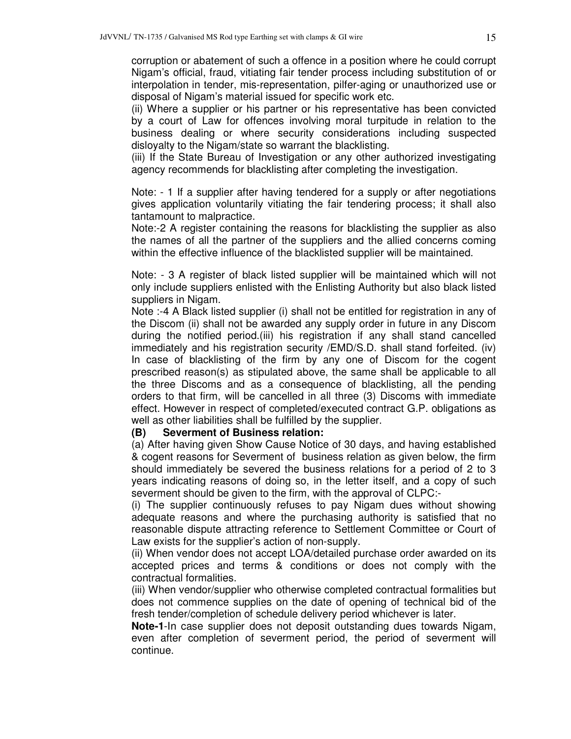corruption or abatement of such a offence in a position where he could corrupt Nigam's official, fraud, vitiating fair tender process including substitution of or interpolation in tender, mis-representation, pilfer-aging or unauthorized use or disposal of Nigam's material issued for specific work etc.

(ii) Where a supplier or his partner or his representative has been convicted by a court of Law for offences involving moral turpitude in relation to the business dealing or where security considerations including suspected disloyalty to the Nigam/state so warrant the blacklisting.

(iii) If the State Bureau of Investigation or any other authorized investigating agency recommends for blacklisting after completing the investigation.

Note: - 1 If a supplier after having tendered for a supply or after negotiations gives application voluntarily vitiating the fair tendering process; it shall also tantamount to malpractice.

Note:-2 A register containing the reasons for blacklisting the supplier as also the names of all the partner of the suppliers and the allied concerns coming within the effective influence of the blacklisted supplier will be maintained.

Note: - 3 A register of black listed supplier will be maintained which will not only include suppliers enlisted with the Enlisting Authority but also black listed suppliers in Nigam.

Note :-4 A Black listed supplier (i) shall not be entitled for registration in any of the Discom (ii) shall not be awarded any supply order in future in any Discom during the notified period.(iii) his registration if any shall stand cancelled immediately and his registration security /EMD/S.D. shall stand forfeited. (iv) In case of blacklisting of the firm by any one of Discom for the cogent prescribed reason(s) as stipulated above, the same shall be applicable to all the three Discoms and as a consequence of blacklisting, all the pending orders to that firm, will be cancelled in all three (3) Discoms with immediate effect. However in respect of completed/executed contract G.P. obligations as well as other liabilities shall be fulfilled by the supplier.

**(B) Severment of Business relation:**

(a) After having given Show Cause Notice of 30 days, and having established & cogent reasons for Severment of business relation as given below, the firm should immediately be severed the business relations for a period of 2 to 3 years indicating reasons of doing so, in the letter itself, and a copy of such severment should be given to the firm, with the approval of CLPC:-

(i) The supplier continuously refuses to pay Nigam dues without showing adequate reasons and where the purchasing authority is satisfied that no reasonable dispute attracting reference to Settlement Committee or Court of Law exists for the supplier's action of non-supply.

(ii) When vendor does not accept LOA/detailed purchase order awarded on its accepted prices and terms & conditions or does not comply with the contractual formalities.

(iii) When vendor/supplier who otherwise completed contractual formalities but does not commence supplies on the date of opening of technical bid of the fresh tender/completion of schedule delivery period whichever is later.

**Note-1**-In case supplier does not deposit outstanding dues towards Nigam, even after completion of severment period, the period of severment will continue.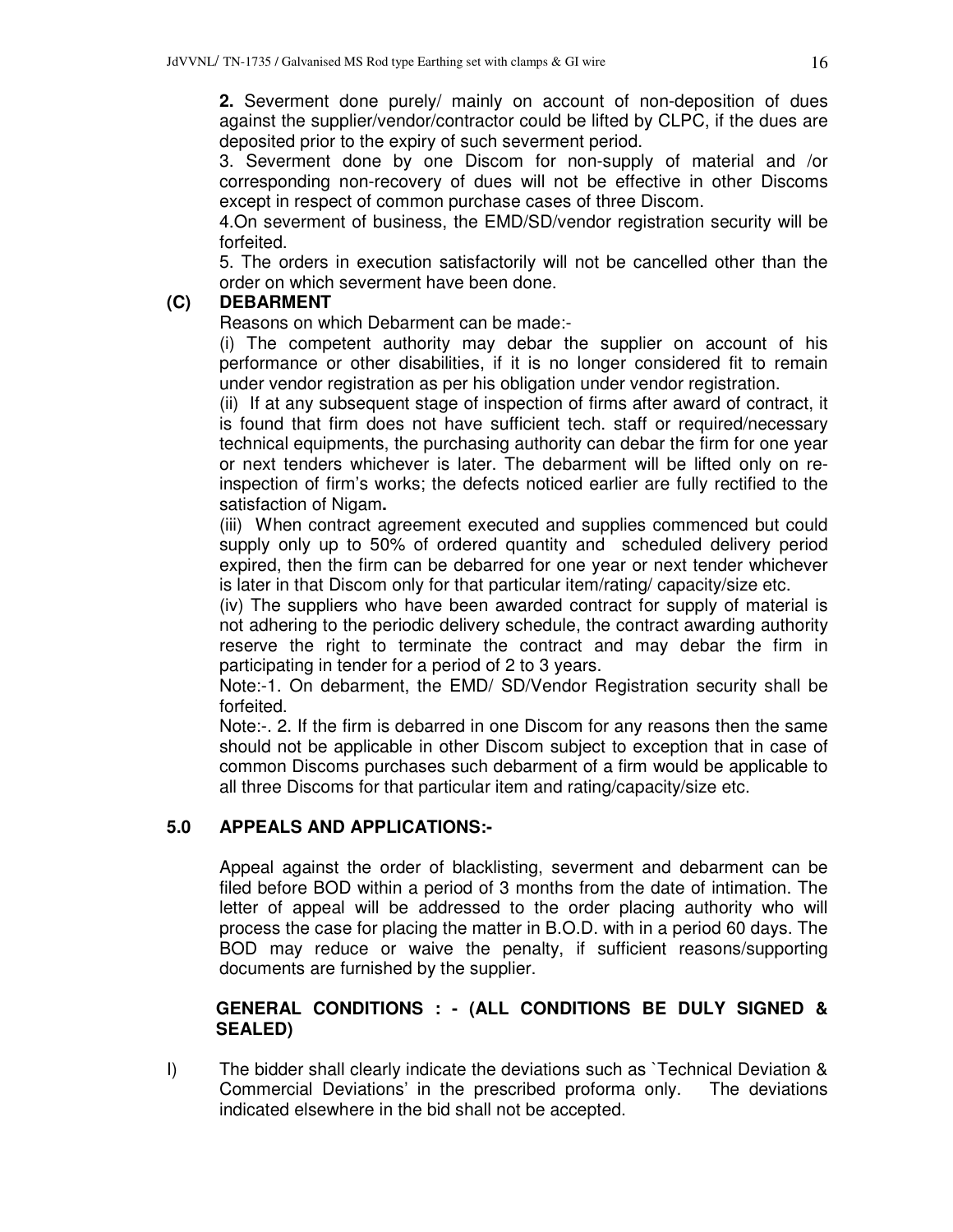**2.** Severment done purely/ mainly on account of non-deposition of dues against the supplier/vendor/contractor could be lifted by CLPC, if the dues are deposited prior to the expiry of such severment period.

3. Severment done by one Discom for non-supply of material and /or corresponding non-recovery of dues will not be effective in other Discoms except in respect of common purchase cases of three Discom.

4.On severment of business, the EMD/SD/vendor registration security will be forfeited.

5. The orders in execution satisfactorily will not be cancelled other than the order on which severment have been done.

**(C) DEBARMENT**

Reasons on which Debarment can be made:-

(i) The competent authority may debar the supplier on account of his performance or other disabilities, if it is no longer considered fit to remain under vendor registration as per his obligation under vendor registration.

(ii) If at any subsequent stage of inspection of firms after award of contract, it is found that firm does not have sufficient tech. staff or required/necessary technical equipments, the purchasing authority can debar the firm for one year or next tenders whichever is later. The debarment will be lifted only on re-inspection of firm's works; the defects noticed earlier are fully rectified to the satisfaction of Nigam**.**

(iii) When contract agreement executed and supplies commenced but could supply only up to 50% of ordered quantity and scheduled delivery period expired, then the firm can be debarred for one year or next tender whichever is later in that Discom only for that particular item/rating/ capacity/size etc.

(iv) The suppliers who have been awarded contract for supply of material is not adhering to the periodic delivery schedule, the contract awarding authority reserve the right to terminate the contract and may debar the firm in participating in tender for a period of 2 to 3 years.

Note:-1. On debarment, the EMD/ SD/Vendor Registration security shall be forfeited.

Note:-. 2. If the firm is debarred in one Discom for any reasons then the same should not be applicable in other Discom subject to exception that in case of common Discoms purchases such debarment of a firm would be applicable to all three Discoms for that particular item and rating/capacity/size etc.

## 5.0 APPEALS AND APPLICATIONS:-

Appeal against the order of blacklisting, severment and debarment can be filed before BOD within a period of 3 months from the date of intimation. The letter of appeal will be addressed to the order placing authority who will process the case for placing the matter in B.O.D. with in a period 60 days. The BOD may reduce or waive the penalty, if sufficient reasons/supporting documents are furnished by the supplier.

**GENERAL CONDITIONS : - (ALL CONDITIONS BE DULY SIGNED & SEALED)**

I) The bidder shall clearly indicate the deviations such as `Technical Deviation & Commercial Deviations' in the prescribed proforma only. The deviations indicated elsewhere in the bid shall not be accepted.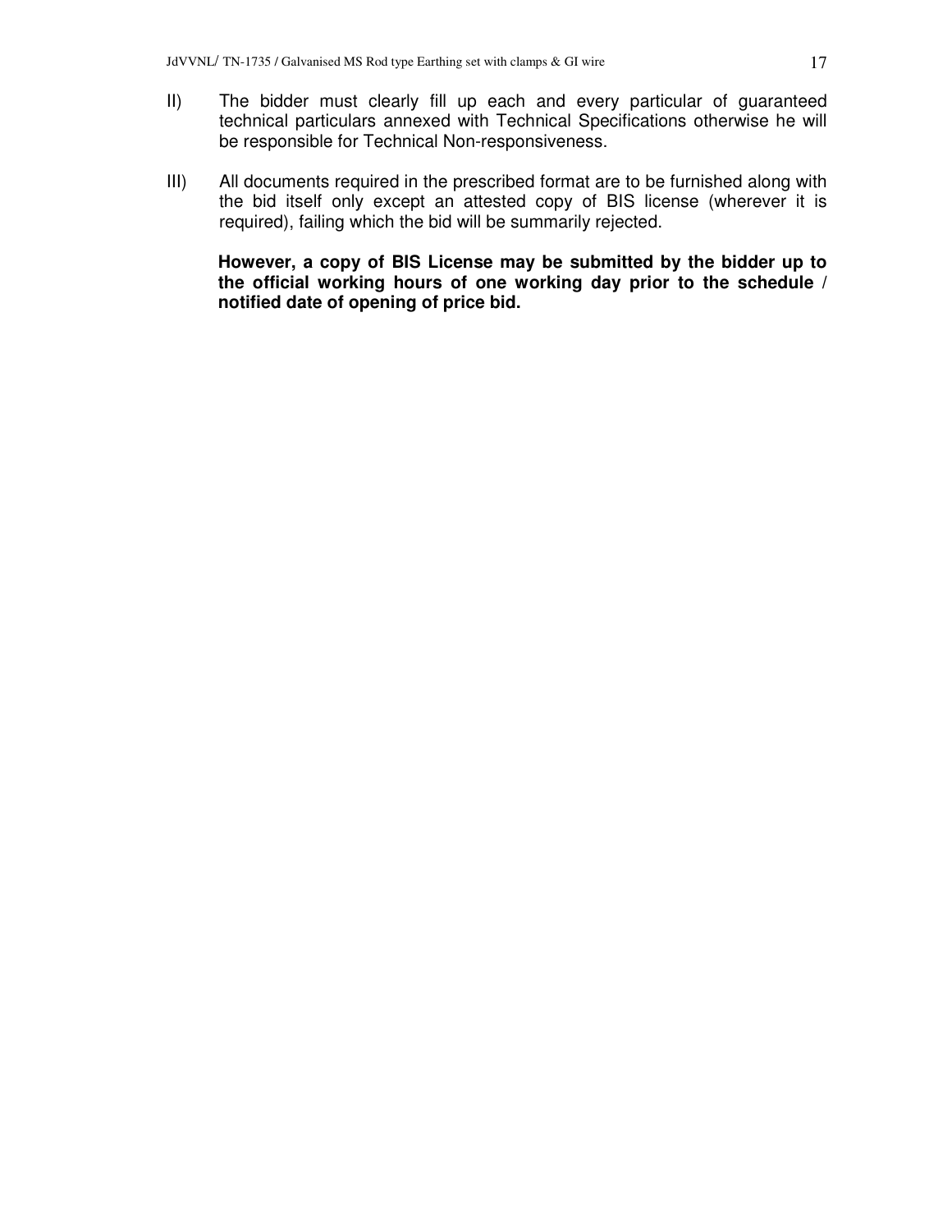II) The bidder must clearly fill up each and every particular of guaranteed technical particulars annexed with Technical Specifications otherwise he will be responsible for Technical Non-responsiveness.

III) All documents required in the prescribed format are to be furnished along with the bid itself only except an attested copy of BIS license (wherever it is required), failing which the bid will be summarily rejected.

**However, a copy of BIS License may be submitted by the bidder up to the official working hours of one working day prior to the schedule / notified date of opening of price bid.**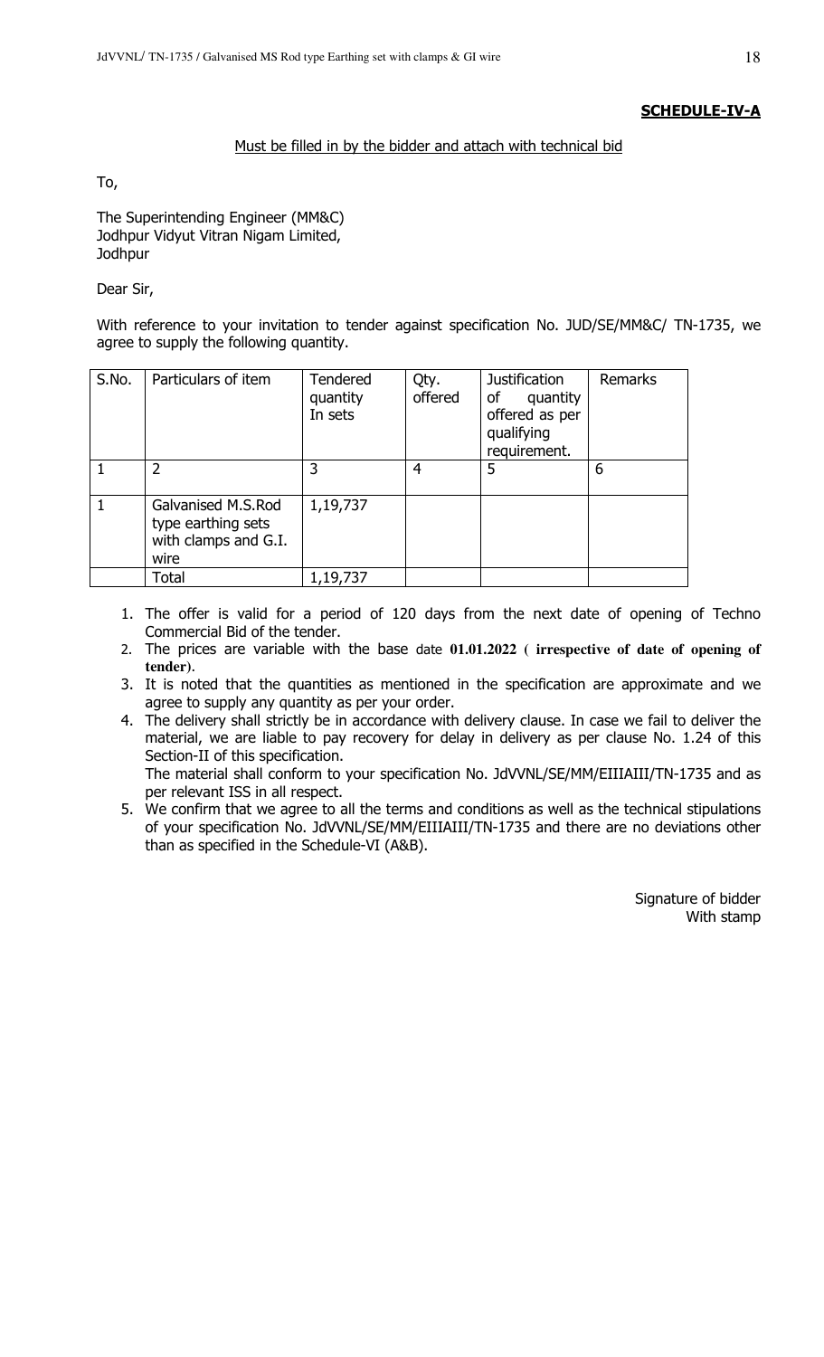**SCHEDULE-IV-A**

Must be filled in by the bidder and attach with technical bid

To,

The Superintending Engineer (MM&C)
Jodhpur Vidyut Vitran Nigam Limited,
Jodhpur

Dear Sir,

With reference to your invitation to tender against specification No. JUD/SE/MM&C/ TN-1735, we agree to supply the following quantity.

| S.No. | Particulars of item | Tendered quantity In sets | Qty. offered | Justification of quantity offered as per qualifying requirement. | Remarks |
|---|---|---|---|---|---|
| 1 | 2 | 3 | 4 | 5 | 6 |
| 1 | Galvanised M.S.Rod type earthing sets with clamps and G.I. wire | 1,19,737 | | | |
| | Total | 1,19,737 | | | |

1. The offer is valid for a period of 120 days from the next date of opening of Techno Commercial Bid of the tender.
2. The prices are variable with the base date **01.01.2022 ( irrespective of date of opening of tender**).
3. It is noted that the quantities as mentioned in the specification are approximate and we agree to supply any quantity as per your order.
4. The delivery shall strictly be in accordance with delivery clause. In case we fail to deliver the material, we are liable to pay recovery for delay in delivery as per clause No. 1.24 of this Section-II of this specification.
   The material shall conform to your specification No. JdVVNL/SE/MM/EIIIAIII/TN-1735 and as per relevant ISS in all respect.
5. We confirm that we agree to all the terms and conditions as well as the technical stipulations of your specification No. JdVVNL/SE/MM/EIIIAIII/TN-1735 and there are no deviations other than as specified in the Schedule-VI (A&B).

Signature of bidder
With stamp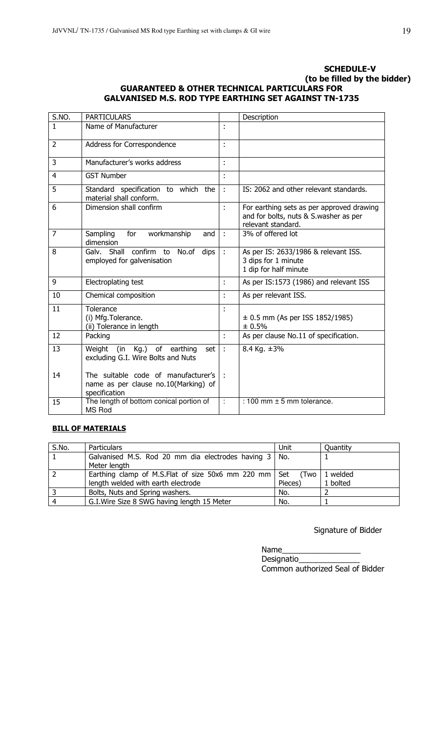**SCHEDULE-V**
**(to be filled by the bidder)**

**GUARANTEED & OTHER TECHNICAL PARTICULARS FOR GALVANISED M.S. ROD TYPE EARTHING SET AGAINST TN-1735**

| S.NO. | PARTICULARS | | Description |
|---|---|---|---|
| 1 | Name of Manufacturer | : | |
| 2 | Address for Correspondence | : | |
| 3 | Manufacturer's works address | : | |
| 4 | GST Number | : | |
| 5 | Standard specification to which the material shall conform. | : | IS: 2062 and other relevant standards. |
| 6 | Dimension shall confirm | : | For earthing sets as per approved drawing and for bolts, nuts & S.washer as per relevant standard. |
| 7 | Sampling for workmanship and dimension | : | 3% of offered lot |
| 8 | Galv. Shall confirm to No.of dips employed for galvenisation | : | As per IS: 2633/1986 & relevant ISS.<br>3 dips for 1 minute<br>1 dip for half minute |
| 9 | Electroplating test | : | As per IS:1573 (1986) and relevant ISS |
| 10 | Chemical composition | : | As per relevant ISS. |
| 11 | Tolerance<br>(i) Mfg.Tolerance.<br>(ii) Tolerance in length | : | <br>± 0.5 mm (As per ISS 1852/1985)<br>± 0.5% |
| 12 | Packing | : | As per clause No.11 of specification. |
| 13 | Weight (in Kg.) of earthing set excluding G.I. Wire Bolts and Nuts | : | 8.4 Kg. ±3% |
| 14 | The suitable code of manufacturer's name as per clause no.10(Marking) of specification | : | |
| 15 | The length of bottom conical portion of MS Rod | : | : 100 mm ± 5 mm tolerance. |

**BILL OF MATERIALS**

| S.No. | Particulars | Unit | Quantity |
|---|---|---|---|
| 1 | Galvanised M.S. Rod 20 mm dia electrodes having 3 Meter length | No. | 1 |
| 2 | Earthing clamp of M.S.Flat of size 50x6 mm 220 mm length welded with earth electrode | Set (Two Pieces) | 1 welded<br>1 bolted |
| 3 | Bolts, Nuts and Spring washers. | No. | 2 |
| 4 | G.I.Wire Size 8 SWG having length 15 Meter | No. | 1 |

Signature of Bidder

Name_________________

Designatio______________

Common authorized Seal of Bidder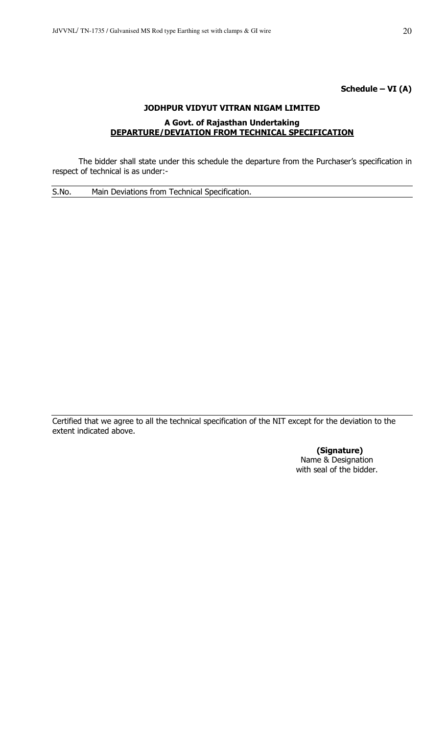**Schedule – VI (A)**

**JODHPUR VIDYUT VITRAN NIGAM LIMITED**

**A Govt. of Rajasthan Undertaking**

**DEPARTURE/DEVIATION FROM TECHNICAL SPECIFICATION**

The bidder shall state under this schedule the departure from the Purchaser's specification in respect of technical is as under:-

| S.No. | Main Deviations from Technical Specification. |
|---|---|
| | |

Certified that we agree to all the technical specification of the NIT except for the deviation to the extent indicated above.

**(Signature)**
Name & Designation
with seal of the bidder.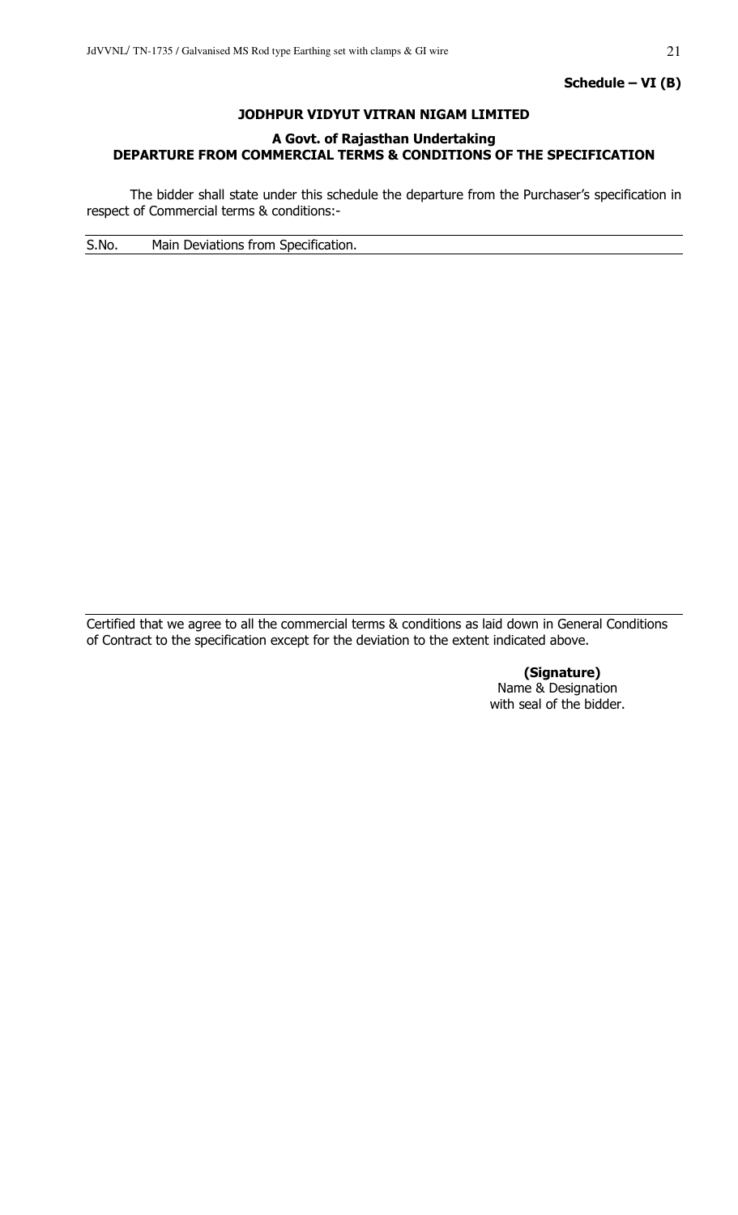**Schedule – VI (B)**

**JODHPUR VIDYUT VITRAN NIGAM LIMITED**

**A Govt. of Rajasthan Undertaking**
**DEPARTURE FROM COMMERCIAL TERMS & CONDITIONS OF THE SPECIFICATION**

The bidder shall state under this schedule the departure from the Purchaser's specification in respect of Commercial terms & conditions:-

| S.No. | Main Deviations from Specification. |
|---|---|
| | |

Certified that we agree to all the commercial terms & conditions as laid down in General Conditions of Contract to the specification except for the deviation to the extent indicated above.

**(Signature)**
Name & Designation
with seal of the bidder.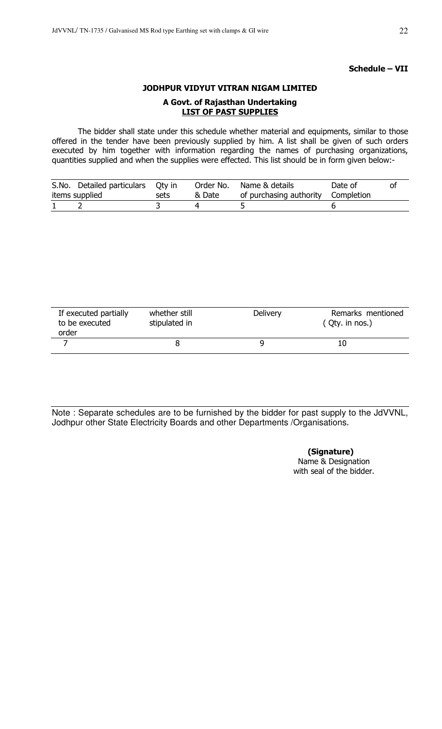**Schedule – VII**

## JODHPUR VIDYUT VITRAN NIGAM LIMITED

### A Govt. of Rajasthan Undertaking

### LIST OF PAST SUPPLIES

The bidder shall state under this schedule whether material and equipments, similar to those offered in the tender have been previously supplied by him. A list shall be given of such orders executed by him together with information regarding the names of purchasing organizations, quantities supplied and when the supplies were effected. This list should be in form given below:-

| S.No. | Detailed particulars items supplied | Qty in sets | Order No. & Date | Name & details of purchasing authority | Date of Completion | of |
|---|---|---|---|---|---|---|
| 1 | 2 | 3 | 4 | 5 | 6 | |

| If executed partially to be executed order | whether still stipulated in | Delivery | Remarks mentioned ( Qty. in nos.) |
|---|---|---|---|
| 7 | 8 | 9 | 10 |

Note : Separate schedules are to be furnished by the bidder for past supply to the JdVVNL, Jodhpur other State Electricity Boards and other Departments /Organisations.

**(Signature)**
Name & Designation
with seal of the bidder.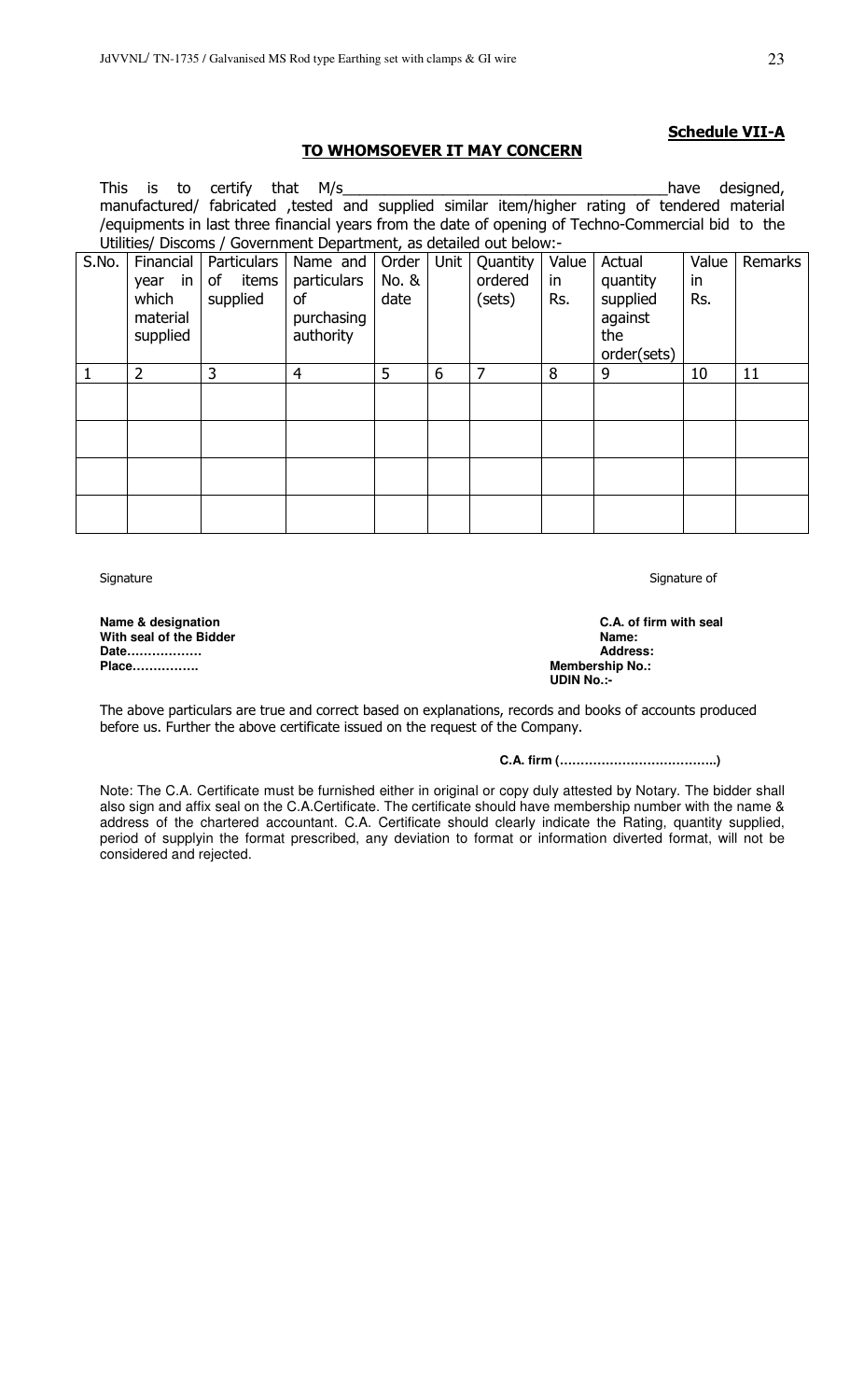**Schedule VII-A**

**TO WHOMSOEVER IT MAY CONCERN**

This is to certify that M/s_______________________________________have designed, manufactured/ fabricated ,tested and supplied similar item/higher rating of tendered material /equipments in last three financial years from the date of opening of Techno-Commercial bid to the Utilities/ Discoms / Government Department, as detailed out below:-

| S.No. | Financial year in which material supplied | Particulars of items supplied | Name and particulars of purchasing authority | Order No. & date | Unit | Quantity ordered (sets) | Value in Rs. | Actual quantity supplied against the order(sets) | Value in Rs. | Remarks |
|---|---|---|---|---|---|---|---|---|---|---|
| 1 | 2 | 3 | 4 | 5 | 6 | 7 | 8 | 9 | 10 | 11 |
| | | | | | | | | | | |
| | | | | | | | | | | |
| | | | | | | | | | | |
| | | | | | | | | | | |

Signature

**Name & designation**
**With seal of the Bidder**
**Date………………**
**Place…………….**

Signature of

**C.A. of firm with seal**
**Name:**
**Address:**
**Membership No.:**
**UDIN No.:-**

The above particulars are true and correct based on explanations, records and books of accounts produced before us. Further the above certificate issued on the request of the Company.

**C.A. firm (………………………………)**

Note: The C.A. Certificate must be furnished either in original or copy duly attested by Notary. The bidder shall also sign and affix seal on the C.A.Certificate. The certificate should have membership number with the name & address of the chartered accountant. C.A. Certificate should clearly indicate the Rating, quantity supplied, period of supplyin the format prescribed, any deviation to format or information diverted format, will not be considered and rejected.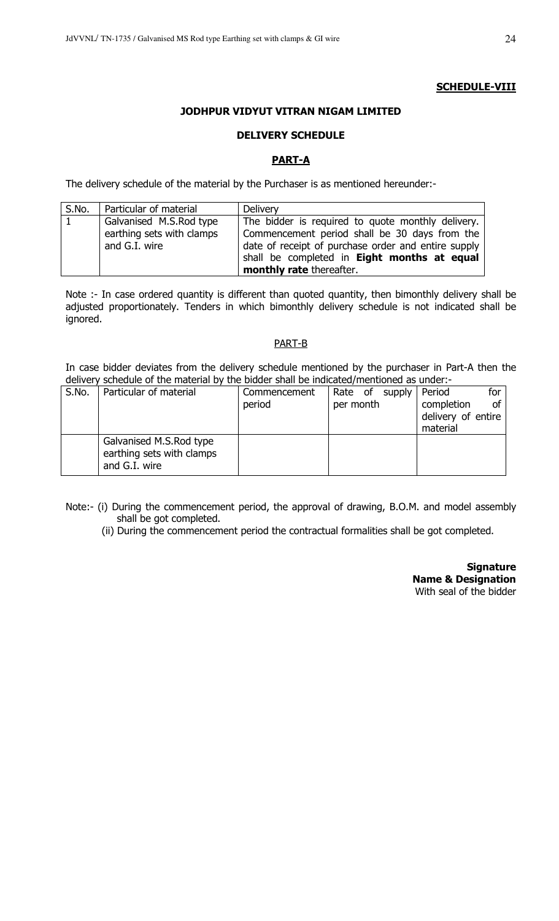**SCHEDULE-VIII**

**JODHPUR VIDYUT VITRAN NIGAM LIMITED**

**DELIVERY SCHEDULE**

**PART-A**

The delivery schedule of the material by the Purchaser is as mentioned hereunder:-

| S.No. | Particular of material | Delivery |
|---|---|---|
| 1 | Galvanised M.S.Rod type earthing sets with clamps and G.I. wire | The bidder is required to quote monthly delivery. Commencement period shall be 30 days from the date of receipt of purchase order and entire supply shall be completed in **Eight months at equal monthly rate** thereafter. |

Note :- In case ordered quantity is different than quoted quantity, then bimonthly delivery shall be adjusted proportionately. Tenders in which bimonthly delivery schedule is not indicated shall be ignored.

PART-B

In case bidder deviates from the delivery schedule mentioned by the purchaser in Part-A then the delivery schedule of the material by the bidder shall be indicated/mentioned as under:-

| S.No. | Particular of material | Commencement period | Rate of supply per month | Period for completion of delivery of entire material |
|---|---|---|---|---|
| | Galvanised M.S.Rod type earthing sets with clamps and G.I. wire | | | |

Note:- (i) During the commencement period, the approval of drawing, B.O.M. and model assembly shall be got completed.

(ii) During the commencement period the contractual formalities shall be got completed.

**Signature**
**Name & Designation**
With seal of the bidder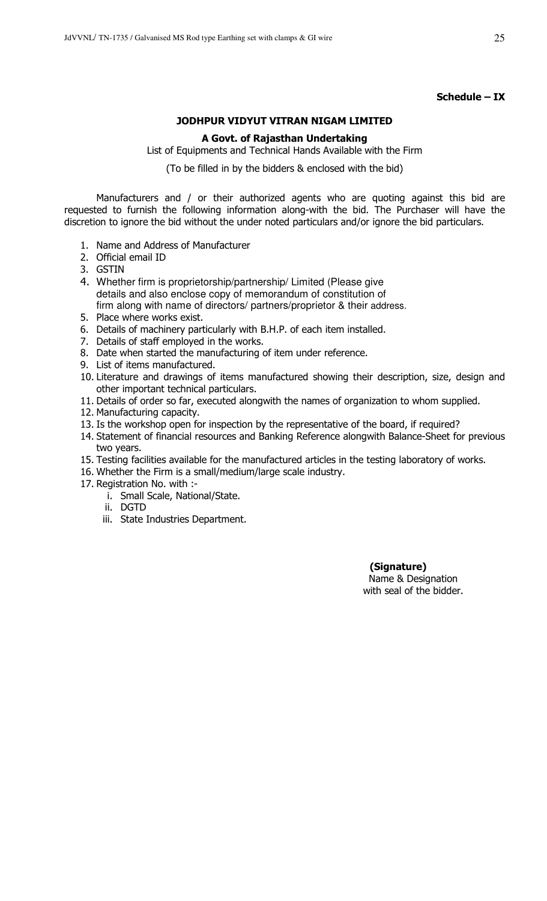**Schedule – IX**

**JODHPUR VIDYUT VITRAN NIGAM LIMITED**

**A Govt. of Rajasthan Undertaking**

List of Equipments and Technical Hands Available with the Firm

(To be filled in by the bidders & enclosed with the bid)

Manufacturers and / or their authorized agents who are quoting against this bid are requested to furnish the following information along-with the bid. The Purchaser will have the discretion to ignore the bid without the under noted particulars and/or ignore the bid particulars.

1. Name and Address of Manufacturer
2. Official email ID
3. GSTIN
4. Whether firm is proprietorship/partnership/ Limited (Please give details and also enclose copy of memorandum of constitution of firm along with name of directors/ partners/proprietor & their address.
5. Place where works exist.
6. Details of machinery particularly with B.H.P. of each item installed.
7. Details of staff employed in the works.
8. Date when started the manufacturing of item under reference.
9. List of items manufactured.
10. Literature and drawings of items manufactured showing their description, size, design and other important technical particulars.
11. Details of order so far, executed alongwith the names of organization to whom supplied.
12. Manufacturing capacity.
13. Is the workshop open for inspection by the representative of the board, if required?
14. Statement of financial resources and Banking Reference alongwith Balance-Sheet for previous two years.
15. Testing facilities available for the manufactured articles in the testing laboratory of works.
16. Whether the Firm is a small/medium/large scale industry.
17. Registration No. with :-
    i. Small Scale, National/State.
    ii. DGTD
    iii. State Industries Department.

**(Signature)**
Name & Designation
with seal of the bidder.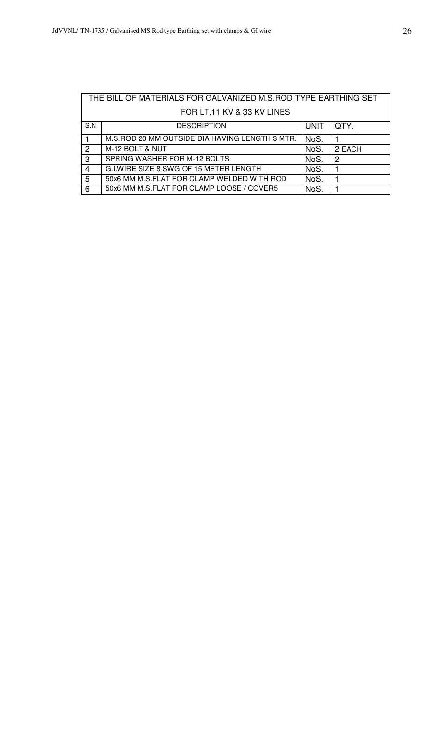| THE BILL OF MATERIALS FOR GALVANIZED M.S.ROD TYPE EARTHING SET FOR LT,11 KV & 33 KV LINES | | | |
|---|---|---|---|
| S.N | DESCRIPTION | UNIT | QTY. |
| 1 | M.S.ROD 20 MM OUTSIDE DIA HAVING LENGTH 3 MTR. | NoS. | 1 |
| 2 | M-12 BOLT & NUT | NoS. | 2 EACH |
| 3 | SPRING WASHER FOR M-12 BOLTS | NoS. | 2 |
| 4 | G.I.WIRE SIZE 8 SWG OF 15 METER LENGTH | NoS. | 1 |
| 5 | 50x6 MM M.S.FLAT FOR CLAMP WELDED WITH ROD | NoS. | 1 |
| 6 | 50x6 MM M.S.FLAT FOR CLAMP LOOSE / COVER5 | NoS. | 1 |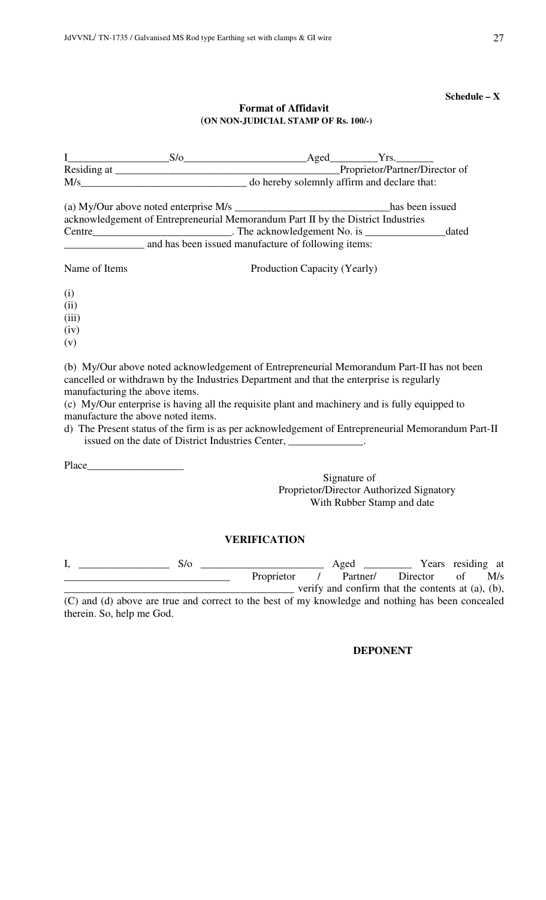**Schedule – X**

**Format of Affidavit**
(**ON NON-JUDICIAL STAMP OF Rs. 100/-**)

I__________________S/o______________________Aged_________Yrs._______ Residing at __________________________________________Proprietor/Partner/Director of M/s______________________________ do hereby solemnly affirm and declare that:

(a) My/Our above noted enterprise M/s _____________________________has been issued acknowledgement of Entrepreneurial Memorandum Part II by the District Industries Centre_________________________. The acknowledgement No. is _______________dated _______________ and has been issued manufacture of following items:

Name of Items                    Production Capacity (Yearly)

(i)
(ii)
(iii)
(iv)
(v)

(b) My/Our above noted acknowledgement of Entrepreneurial Memorandum Part-II has not been cancelled or withdrawn by the Industries Department and that the enterprise is regularly manufacturing the above items.
(c) My/Our enterprise is having all the requisite plant and machinery and is fully equipped to manufacture the above noted items.
d) The Present status of the firm is as per acknowledgement of Entrepreneurial Memorandum Part-II issued on the date of District Industries Center, ______________.

Place__________________

Signature of
Proprietor/Director Authorized Signatory
With Rubber Stamp and date

**VERIFICATION**

I, ________________ S/o ______________________ Aged _________ Years residing at ______________________________ Proprietor / Partner/ Director of M/s __________________________________________ verify and confirm that the contents at (a), (b), (C) and (d) above are true and correct to the best of my knowledge and nothing has been concealed therein. So, help me God.

**DEPONENT**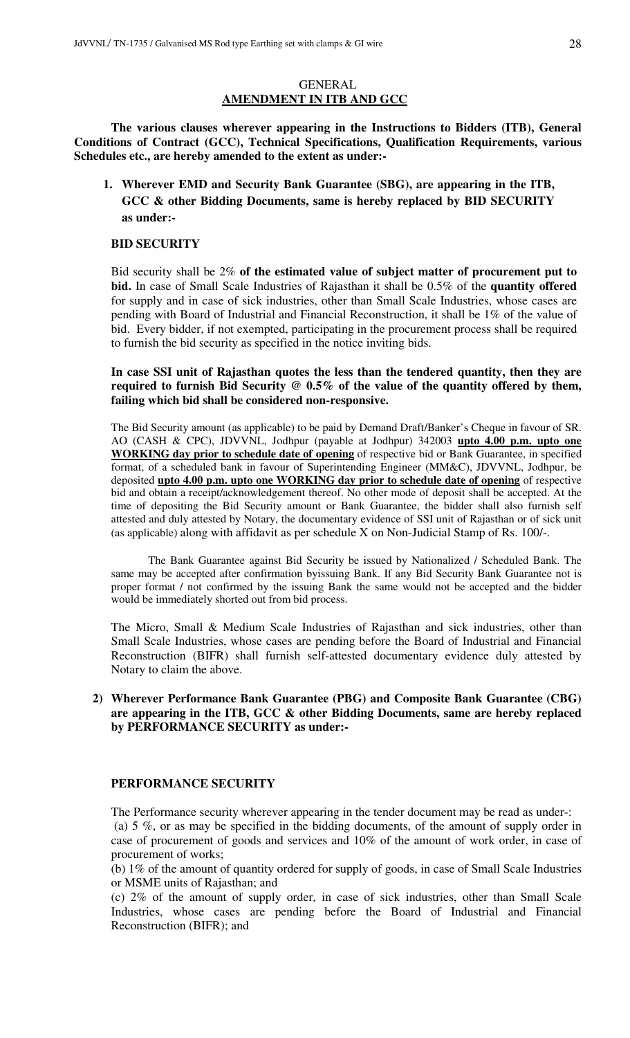## GENERAL

## AMENDMENT IN ITB AND GCC

**The various clauses wherever appearing in the Instructions to Bidders (ITB), General Conditions of Contract (GCC), Technical Specifications, Qualification Requirements, various Schedules etc., are hereby amended to the extent as under:-**

1. **Wherever EMD and Security Bank Guarantee (SBG), are appearing in the ITB, GCC & other Bidding Documents, same is hereby replaced by BID SECURITY as under:-**

### BID SECURITY

Bid security shall be 2% **of the estimated value of subject matter of procurement put to bid.** In case of Small Scale Industries of Rajasthan it shall be 0.5% of the **quantity offered** for supply and in case of sick industries, other than Small Scale Industries, whose cases are pending with Board of Industrial and Financial Reconstruction, it shall be 1% of the value of bid. Every bidder, if not exempted, participating in the procurement process shall be required to furnish the bid security as specified in the notice inviting bids.

**In case SSI unit of Rajasthan quotes the less than the tendered quantity, then they are required to furnish Bid Security @ 0.5% of the value of the quantity offered by them, failing which bid shall be considered non-responsive.**

The Bid Security amount (as applicable) to be paid by Demand Draft/Banker's Cheque in favour of SR. AO (CASH & CPC), JDVVNL, Jodhpur (payable at Jodhpur) 342003 **<u>upto 4.00 p.m. upto one WORKING day prior to schedule date of opening</u>** of respective bid or Bank Guarantee, in specified format, of a scheduled bank in favour of Superintending Engineer (MM&C), JDVVNL, Jodhpur, be deposited **<u>upto 4.00 p.m. upto one WORKING day prior to schedule date of opening</u>** of respective bid and obtain a receipt/acknowledgement thereof. No other mode of deposit shall be accepted. At the time of depositing the Bid Security amount or Bank Guarantee, the bidder shall also furnish self attested and duly attested by Notary, the documentary evidence of SSI unit of Rajasthan or of sick unit (as applicable) along with affidavit as per schedule X on Non-Judicial Stamp of Rs. 100/-.

The Bank Guarantee against Bid Security be issued by Nationalized / Scheduled Bank. The same may be accepted after confirmation byissuing Bank. If any Bid Security Bank Guarantee not is proper format / not confirmed by the issuing Bank the same would not be accepted and the bidder would be immediately shorted out from bid process.

The Micro, Small & Medium Scale Industries of Rajasthan and sick industries, other than Small Scale Industries, whose cases are pending before the Board of Industrial and Financial Reconstruction (BIFR) shall furnish self-attested documentary evidence duly attested by Notary to claim the above.

2) **Wherever Performance Bank Guarantee (PBG) and Composite Bank Guarantee (CBG) are appearing in the ITB, GCC & other Bidding Documents, same are hereby replaced by PERFORMANCE SECURITY as under:-**

### PERFORMANCE SECURITY

The Performance security wherever appearing in the tender document may be read as under-:

(a) 5 %, or as may be specified in the bidding documents, of the amount of supply order in case of procurement of goods and services and 10% of the amount of work order, in case of procurement of works;

(b) 1% of the amount of quantity ordered for supply of goods, in case of Small Scale Industries or MSME units of Rajasthan; and

(c) 2% of the amount of supply order, in case of sick industries, other than Small Scale Industries, whose cases are pending before the Board of Industrial and Financial Reconstruction (BIFR); and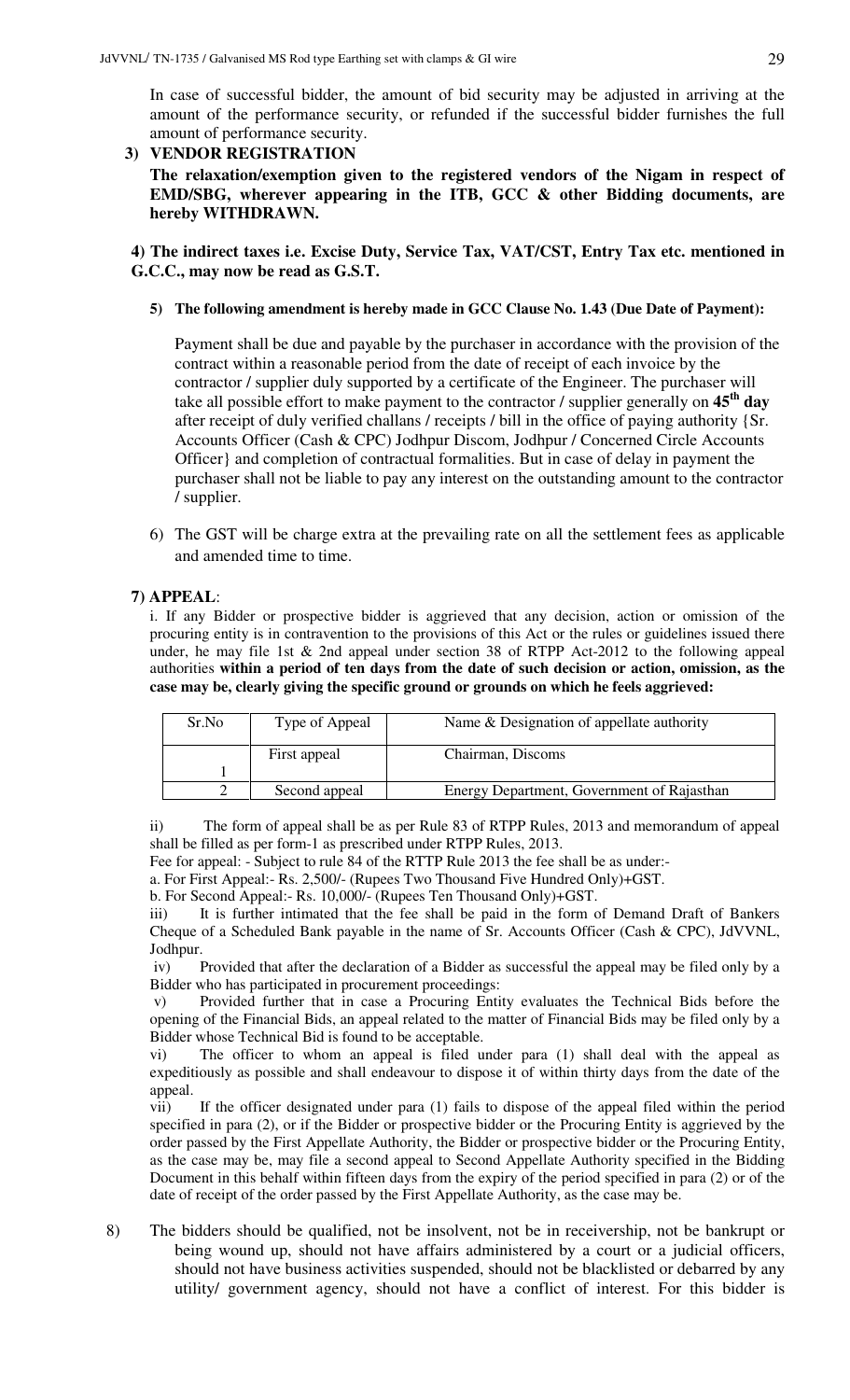In case of successful bidder, the amount of bid security may be adjusted in arriving at the amount of the performance security, or refunded if the successful bidder furnishes the full amount of performance security.

**3) VENDOR REGISTRATION**

**The relaxation/exemption given to the registered vendors of the Nigam in respect of EMD/SBG, wherever appearing in the ITB, GCC & other Bidding documents, are hereby WITHDRAWN.**

**4) The indirect taxes i.e. Excise Duty, Service Tax, VAT/CST, Entry Tax etc. mentioned in G.C.C., may now be read as G.S.T.**

**5) The following amendment is hereby made in GCC Clause No. 1.43 (Due Date of Payment):**

Payment shall be due and payable by the purchaser in accordance with the provision of the contract within a reasonable period from the date of receipt of each invoice by the contractor / supplier duly supported by a certificate of the Engineer. The purchaser will take all possible effort to make payment to the contractor / supplier generally on **45th day** after receipt of duly verified challans / receipts / bill in the office of paying authority {Sr. Accounts Officer (Cash & CPC) Jodhpur Discom, Jodhpur / Concerned Circle Accounts Officer} and completion of contractual formalities. But in case of delay in payment the purchaser shall not be liable to pay any interest on the outstanding amount to the contractor / supplier.

6) The GST will be charge extra at the prevailing rate on all the settlement fees as applicable and amended time to time.

**7) APPEAL**:

i. If any Bidder or prospective bidder is aggrieved that any decision, action or omission of the procuring entity is in contravention to the provisions of this Act or the rules or guidelines issued there under, he may file 1st & 2nd appeal under section 38 of RTPP Act-2012 to the following appeal authorities **within a period of ten days from the date of such decision or action, omission, as the case may be, clearly giving the specific ground or grounds on which he feels aggrieved:**

| Sr.No | Type of Appeal | Name & Designation of appellate authority |
|---|---|---|
| 1 | First appeal | Chairman, Discoms |
| 2 | Second appeal | Energy Department, Government of Rajasthan |

ii) The form of appeal shall be as per Rule 83 of RTPP Rules, 2013 and memorandum of appeal shall be filled as per form-1 as prescribed under RTPP Rules, 2013.

Fee for appeal: - Subject to rule 84 of the RTTP Rule 2013 the fee shall be as under:-

a. For First Appeal:- Rs. 2,500/- (Rupees Two Thousand Five Hundred Only)+GST.

b. For Second Appeal:- Rs. 10,000/- (Rupees Ten Thousand Only)+GST.

iii) It is further intimated that the fee shall be paid in the form of Demand Draft of Bankers Cheque of a Scheduled Bank payable in the name of Sr. Accounts Officer (Cash & CPC), JdVVNL, Jodhpur.

iv) Provided that after the declaration of a Bidder as successful the appeal may be filed only by a Bidder who has participated in procurement proceedings:

v) Provided further that in case a Procuring Entity evaluates the Technical Bids before the opening of the Financial Bids, an appeal related to the matter of Financial Bids may be filed only by a Bidder whose Technical Bid is found to be acceptable.

vi) The officer to whom an appeal is filed under para (1) shall deal with the appeal as expeditiously as possible and shall endeavour to dispose it of within thirty days from the date of the appeal.

vii) If the officer designated under para (1) fails to dispose of the appeal filed within the period specified in para (2), or if the Bidder or prospective bidder or the Procuring Entity is aggrieved by the order passed by the First Appellate Authority, the Bidder or prospective bidder or the Procuring Entity, as the case may be, may file a second appeal to Second Appellate Authority specified in the Bidding Document in this behalf within fifteen days from the expiry of the period specified in para (2) or of the date of receipt of the order passed by the First Appellate Authority, as the case may be.

8) The bidders should be qualified, not be insolvent, not be in receivership, not be bankrupt or being wound up, should not have affairs administered by a court or a judicial officers, should not have business activities suspended, should not be blacklisted or debarred by any utility/ government agency, should not have a conflict of interest. For this bidder is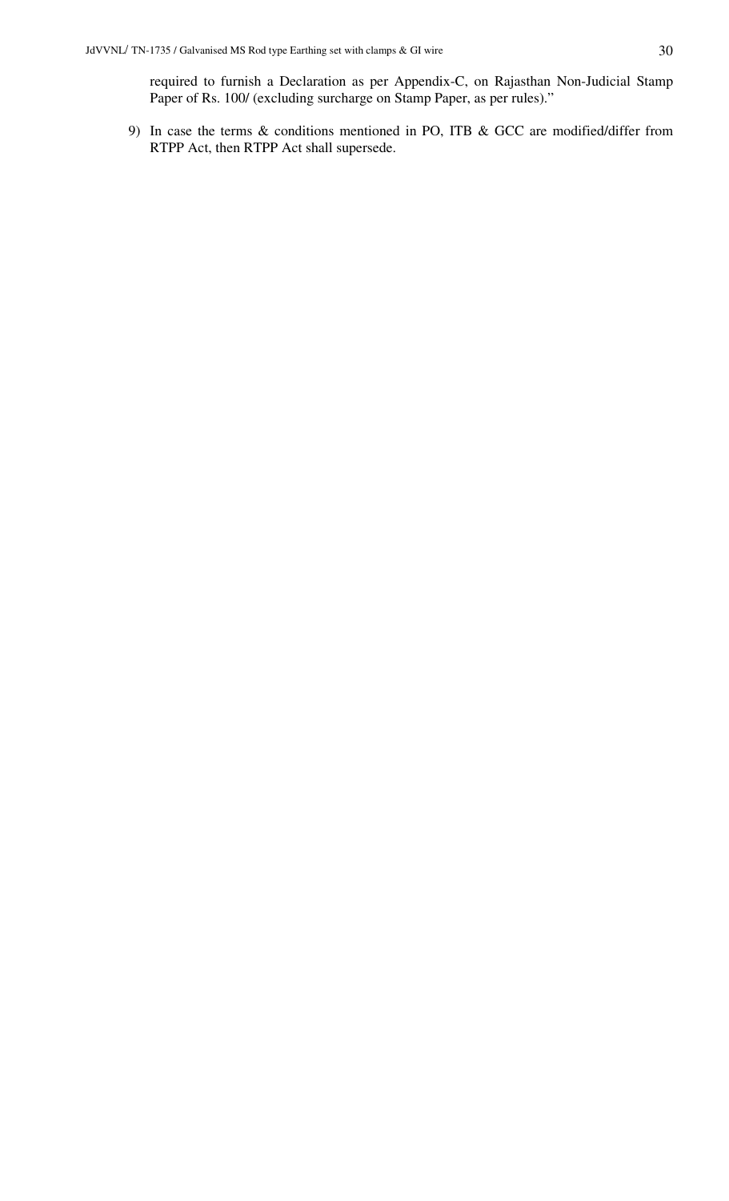required to furnish a Declaration as per Appendix-C, on Rajasthan Non-Judicial Stamp Paper of Rs. 100/ (excluding surcharge on Stamp Paper, as per rules)."

9) In case the terms & conditions mentioned in PO, ITB & GCC are modified/differ from RTPP Act, then RTPP Act shall supersede.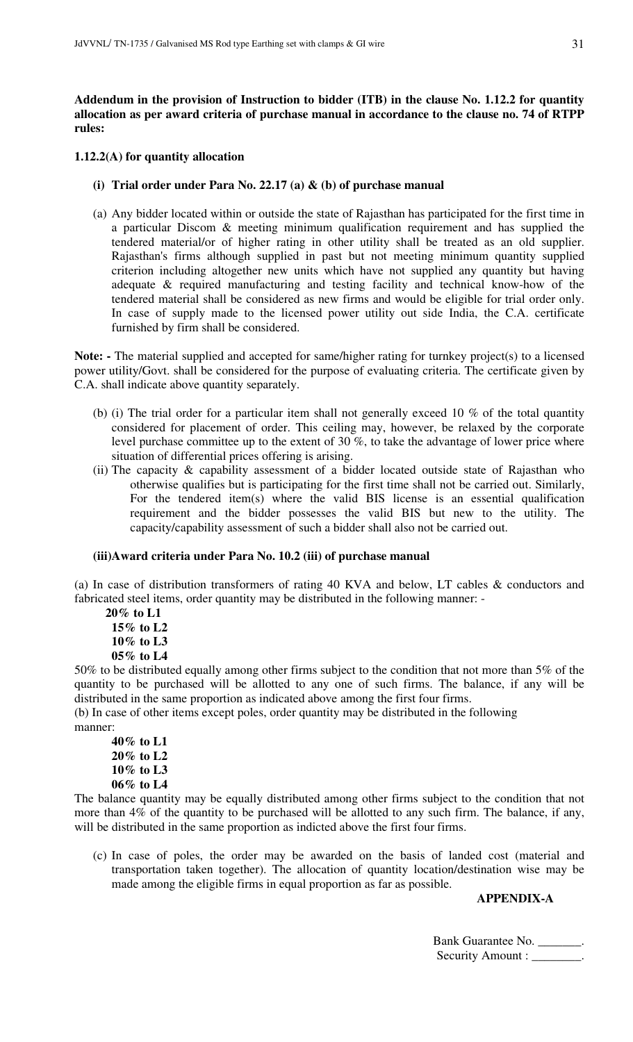**Addendum in the provision of Instruction to bidder (ITB) in the clause No. 1.12.2 for quantity allocation as per award criteria of purchase manual in accordance to the clause no. 74 of RTPP rules:**

**1.12.2(A) for quantity allocation**

**(i) Trial order under Para No. 22.17 (a) & (b) of purchase manual**

(a) Any bidder located within or outside the state of Rajasthan has participated for the first time in a particular Discom & meeting minimum qualification requirement and has supplied the tendered material/or of higher rating in other utility shall be treated as an old supplier. Rajasthan's firms although supplied in past but not meeting minimum quantity supplied criterion including altogether new units which have not supplied any quantity but having adequate & required manufacturing and testing facility and technical know-how of the tendered material shall be considered as new firms and would be eligible for trial order only. In case of supply made to the licensed power utility out side India, the C.A. certificate furnished by firm shall be considered.

**Note: -** The material supplied and accepted for same/higher rating for turnkey project(s) to a licensed power utility/Govt. shall be considered for the purpose of evaluating criteria. The certificate given by C.A. shall indicate above quantity separately.

(b) (i) The trial order for a particular item shall not generally exceed 10 % of the total quantity considered for placement of order. This ceiling may, however, be relaxed by the corporate level purchase committee up to the extent of 30 %, to take the advantage of lower price where situation of differential prices offering is arising.

(ii) The capacity & capability assessment of a bidder located outside state of Rajasthan who otherwise qualifies but is participating for the first time shall not be carried out. Similarly, For the tendered item(s) where the valid BIS license is an essential qualification requirement and the bidder possesses the valid BIS but new to the utility. The capacity/capability assessment of such a bidder shall also not be carried out.

**(iii)Award criteria under Para No. 10.2 (iii) of purchase manual**

(a) In case of distribution transformers of rating 40 KVA and below, LT cables & conductors and fabricated steel items, order quantity may be distributed in the following manner: -

**20% to L1**
**15% to L2**
**10% to L3**
**05% to L4**

50% to be distributed equally among other firms subject to the condition that not more than 5% of the quantity to be purchased will be allotted to any one of such firms. The balance, if any will be distributed in the same proportion as indicated above among the first four firms.

(b) In case of other items except poles, order quantity may be distributed in the following manner:

**40% to L1**
**20% to L2**
**10% to L3**
**06% to L4**

The balance quantity may be equally distributed among other firms subject to the condition that not more than 4% of the quantity to be purchased will be allotted to any such firm. The balance, if any, will be distributed in the same proportion as indicted above the first four firms.

(c) In case of poles, the order may be awarded on the basis of landed cost (material and transportation taken together). The allocation of quantity location/destination wise may be made among the eligible firms in equal proportion as far as possible.

**APPENDIX-A**

Bank Guarantee No. _______.
Security Amount : ________.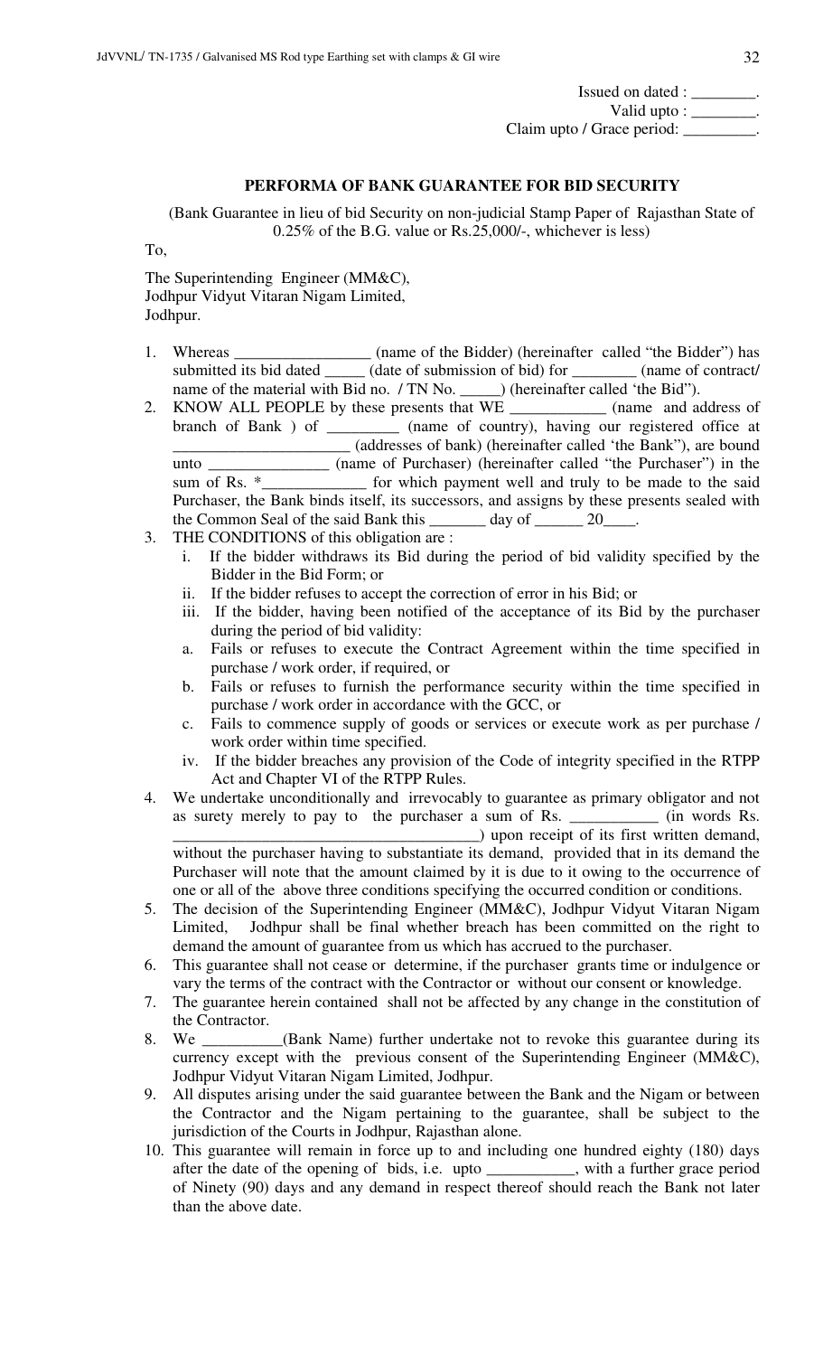Issued on dated : ________.
Valid upto : ________.
Claim upto / Grace period: _________.

## PERFORMA OF BANK GUARANTEE FOR BID SECURITY

(Bank Guarantee in lieu of bid Security on non-judicial Stamp Paper of Rajasthan State of 0.25% of the B.G. value or Rs.25,000/-, whichever is less)

To,

The Superintending Engineer (MM&C),
Jodhpur Vidyut Vitaran Nigam Limited,
Jodhpur.

1. Whereas _________________ (name of the Bidder) (hereinafter called "the Bidder") has submitted its bid dated _____ (date of submission of bid) for ________ (name of contract/ name of the material with Bid no. / TN No. _____) (hereinafter called 'the Bid").
2. KNOW ALL PEOPLE by these presents that WE ____________ (name and address of branch of Bank ) of _________ (name of country), having our registered office at ______________________ (addresses of bank) (hereinafter called 'the Bank"), are bound unto _______________ (name of Purchaser) (hereinafter called "the Purchaser") in the sum of Rs. *_____________ for which payment well and truly to be made to the said Purchaser, the Bank binds itself, its successors, and assigns by these presents sealed with the Common Seal of the said Bank this _______ day of ______ 20____.
3. THE CONDITIONS of this obligation are :
   i. If the bidder withdraws its Bid during the period of bid validity specified by the Bidder in the Bid Form; or
   ii. If the bidder refuses to accept the correction of error in his Bid; or
   iii. If the bidder, having been notified of the acceptance of its Bid by the purchaser during the period of bid validity:
   a. Fails or refuses to execute the Contract Agreement within the time specified in purchase / work order, if required, or
   b. Fails or refuses to furnish the performance security within the time specified in purchase / work order in accordance with the GCC, or
   c. Fails to commence supply of goods or services or execute work as per purchase / work order within time specified.
   iv. If the bidder breaches any provision of the Code of integrity specified in the RTPP Act and Chapter VI of the RTPP Rules.
4. We undertake unconditionally and irrevocably to guarantee as primary obligator and not as surety merely to pay to the purchaser a sum of Rs. ___________ (in words Rs. _______________________________________) upon receipt of its first written demand, without the purchaser having to substantiate its demand, provided that in its demand the Purchaser will note that the amount claimed by it is due to it owing to the occurrence of one or all of the above three conditions specifying the occurred condition or conditions.
5. The decision of the Superintending Engineer (MM&C), Jodhpur Vidyut Vitaran Nigam Limited, Jodhpur shall be final whether breach has been committed on the right to demand the amount of guarantee from us which has accrued to the purchaser.
6. This guarantee shall not cease or determine, if the purchaser grants time or indulgence or vary the terms of the contract with the Contractor or without our consent or knowledge.
7. The guarantee herein contained shall not be affected by any change in the constitution of the Contractor.
8. We __________(Bank Name) further undertake not to revoke this guarantee during its currency except with the previous consent of the Superintending Engineer (MM&C), Jodhpur Vidyut Vitaran Nigam Limited, Jodhpur.
9. All disputes arising under the said guarantee between the Bank and the Nigam or between the Contractor and the Nigam pertaining to the guarantee, shall be subject to the jurisdiction of the Courts in Jodhpur, Rajasthan alone.
10. This guarantee will remain in force up to and including one hundred eighty (180) days after the date of the opening of bids, i.e. upto ___________, with a further grace period of Ninety (90) days and any demand in respect thereof should reach the Bank not later than the above date.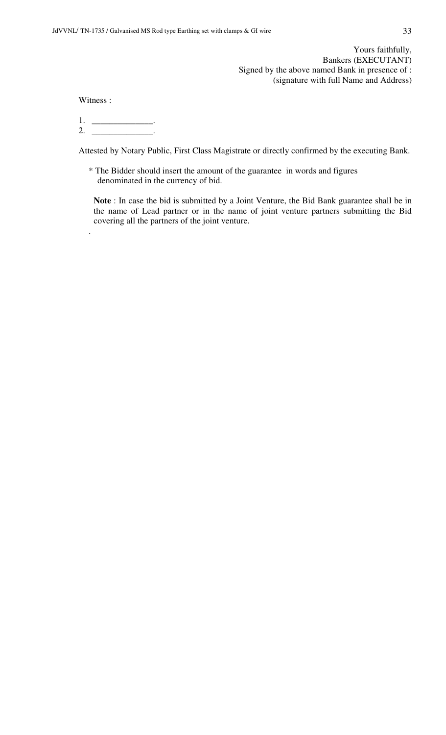Yours faithfully,
Bankers (EXECUTANT)
Signed by the above named Bank in presence of :
(signature with full Name and Address)

Witness :

1. ______________.
2. ______________.

Attested by Notary Public, First Class Magistrate or directly confirmed by the executing Bank.

* The Bidder should insert the amount of the guarantee in words and figures denominated in the currency of bid.

**Note** : In case the bid is submitted by a Joint Venture, the Bid Bank guarantee shall be in the name of Lead partner or in the name of joint venture partners submitting the Bid covering all the partners of the joint venture.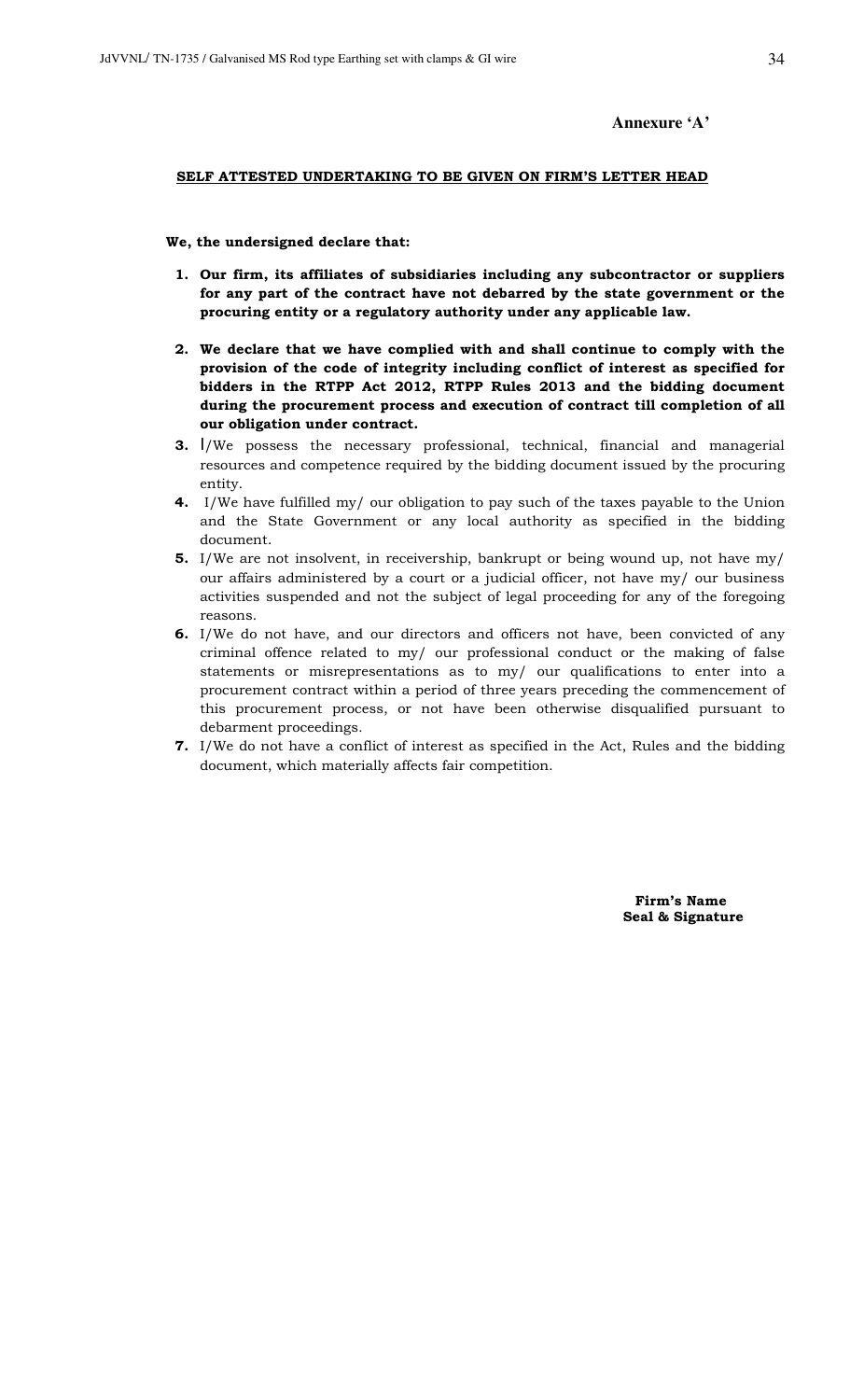**Annexure 'A'**

**SELF ATTESTED UNDERTAKING TO BE GIVEN ON FIRM'S LETTER HEAD**

**We, the undersigned declare that:**

1. **Our firm, its affiliates of subsidiaries including any subcontractor or suppliers for any part of the contract have not debarred by the state government or the procuring entity or a regulatory authority under any applicable law.**
2. **We declare that we have complied with and shall continue to comply with the provision of the code of integrity including conflict of interest as specified for bidders in the RTPP Act 2012, RTPP Rules 2013 and the bidding document during the procurement process and execution of contract till completion of all our obligation under contract.**
3. I/We possess the necessary professional, technical, financial and managerial resources and competence required by the bidding document issued by the procuring entity.
4. I/We have fulfilled my/ our obligation to pay such of the taxes payable to the Union and the State Government or any local authority as specified in the bidding document.
5. I/We are not insolvent, in receivership, bankrupt or being wound up, not have my/ our affairs administered by a court or a judicial officer, not have my/ our business activities suspended and not the subject of legal proceeding for any of the foregoing reasons.
6. I/We do not have, and our directors and officers not have, been convicted of any criminal offence related to my/ our professional conduct or the making of false statements or misrepresentations as to my/ our qualifications to enter into a procurement contract within a period of three years preceding the commencement of this procurement process, or not have been otherwise disqualified pursuant to debarment proceedings.
7. I/We do not have a conflict of interest as specified in the Act, Rules and the bidding document, which materially affects fair competition.

**Firm's Name**
**Seal & Signature**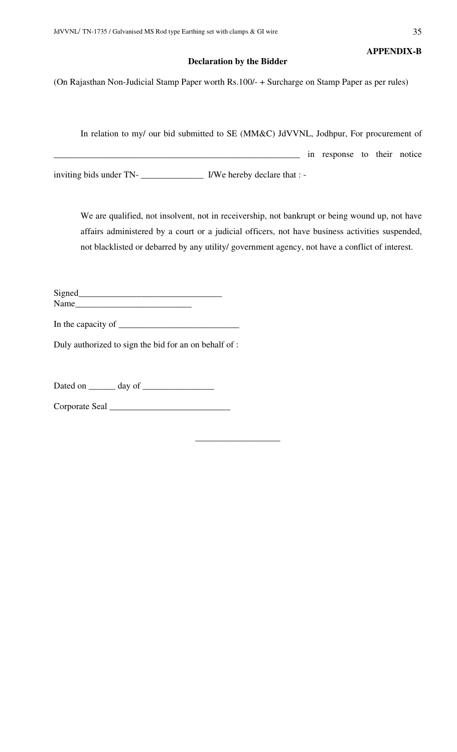**APPENDIX-B**

**Declaration by the Bidder**

(On Rajasthan Non-Judicial Stamp Paper worth Rs.100/- + Surcharge on Stamp Paper as per rules)

In relation to my/ our bid submitted to SE (MM&C) JdVVNL, Jodhpur, For procurement of _______________________________________________________ in response to their notice inviting bids under TN- ______________ I/We hereby declare that : -

We are qualified, not insolvent, not in receivership, not bankrupt or being wound up, not have affairs administered by a court or a judicial officers, not have business activities suspended, not blacklisted or debarred by any utility/ government agency, not have a conflict of interest.

Signed________________________________
Name__________________________

In the capacity of ___________________________

Duly authorized to sign the bid for an on behalf of :

Dated on ______ day of ________________

Corporate Seal ___________________________

___________________